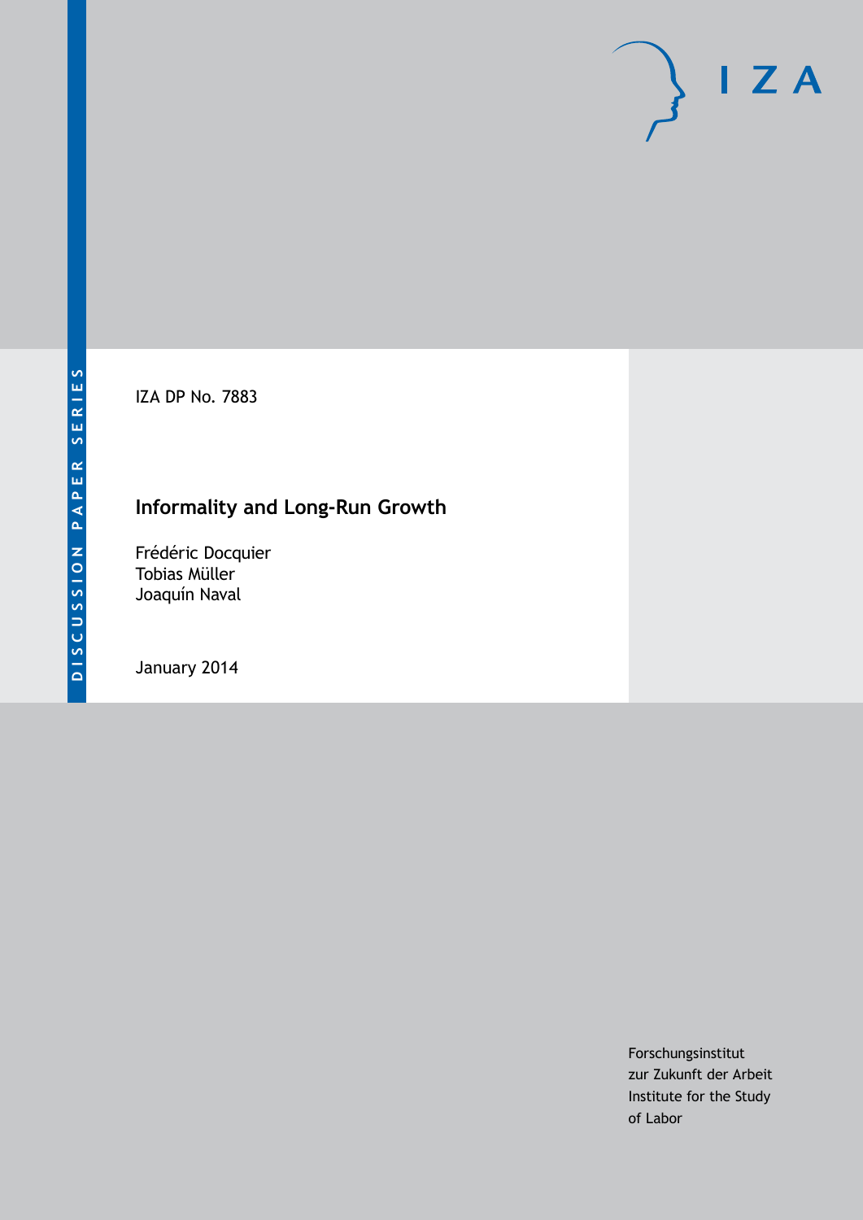DISCUSSION PAPER SERIES

IZA DP No. 7883

# Informality and Long-Run Growth

Frédéric Docquier
Tobias Müller
Joaquín Naval

January 2014

Forschungsinstitut
zur Zukunft der Arbeit
Institute for the Study
of Labor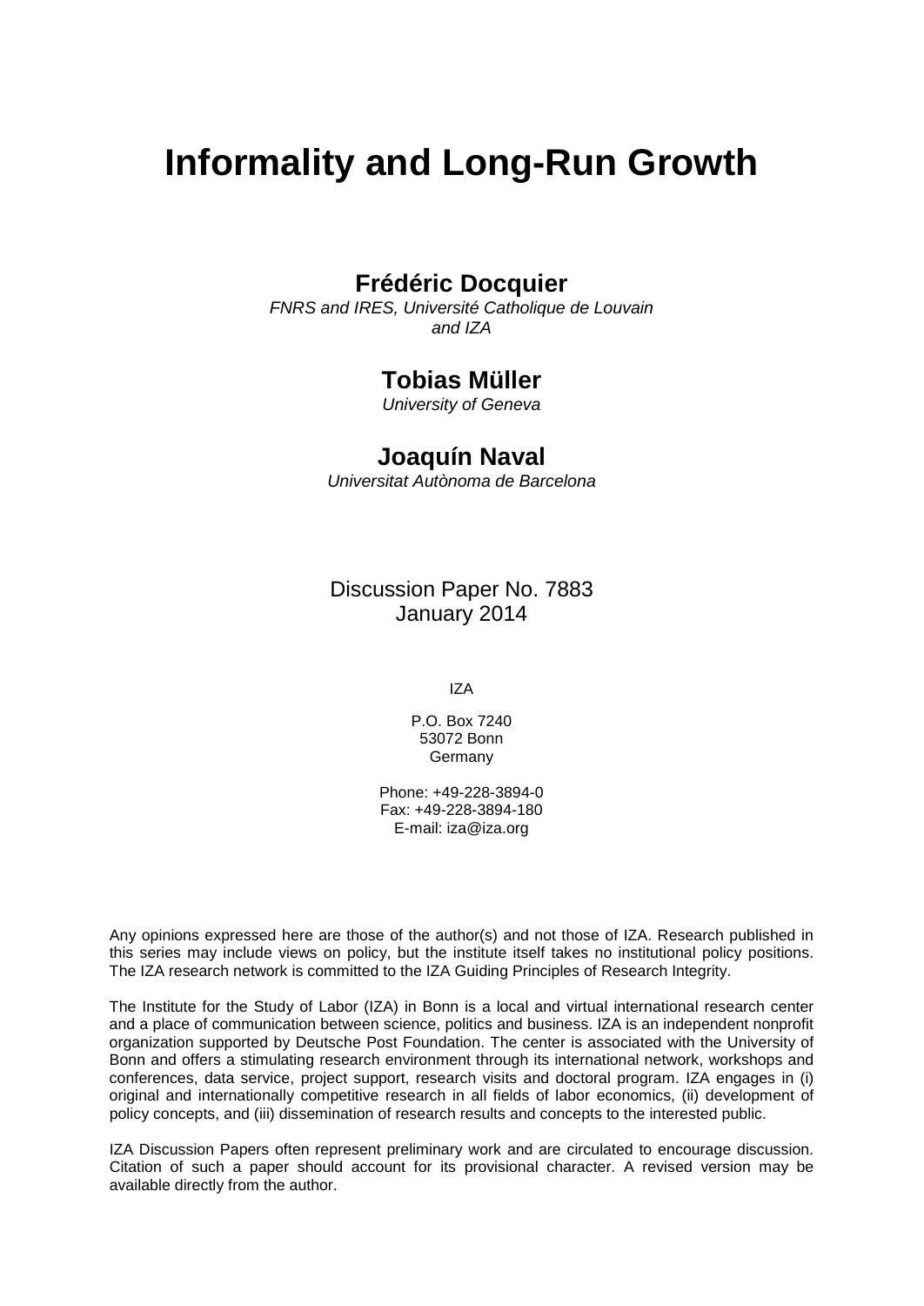# Informality and Long-Run Growth

**Frédéric Docquier**
*FNRS and IRES, Université Catholique de Louvain and IZA*

**Tobias Müller**
*University of Geneva*

**Joaquín Naval**
*Universitat Autònoma de Barcelona*

Discussion Paper No. 7883
January 2014

IZA

P.O. Box 7240
53072 Bonn
Germany

Phone: +49-228-3894-0
Fax: +49-228-3894-180
E-mail: iza@iza.org

Any opinions expressed here are those of the author(s) and not those of IZA. Research published in this series may include views on policy, but the institute itself takes no institutional policy positions. The IZA research network is committed to the IZA Guiding Principles of Research Integrity.

The Institute for the Study of Labor (IZA) in Bonn is a local and virtual international research center and a place of communication between science, politics and business. IZA is an independent nonprofit organization supported by Deutsche Post Foundation. The center is associated with the University of Bonn and offers a stimulating research environment through its international network, workshops and conferences, data service, project support, research visits and doctoral program. IZA engages in (i) original and internationally competitive research in all fields of labor economics, (ii) development of policy concepts, and (iii) dissemination of research results and concepts to the interested public.

IZA Discussion Papers often represent preliminary work and are circulated to encourage discussion. Citation of such a paper should account for its provisional character. A revised version may be available directly from the author.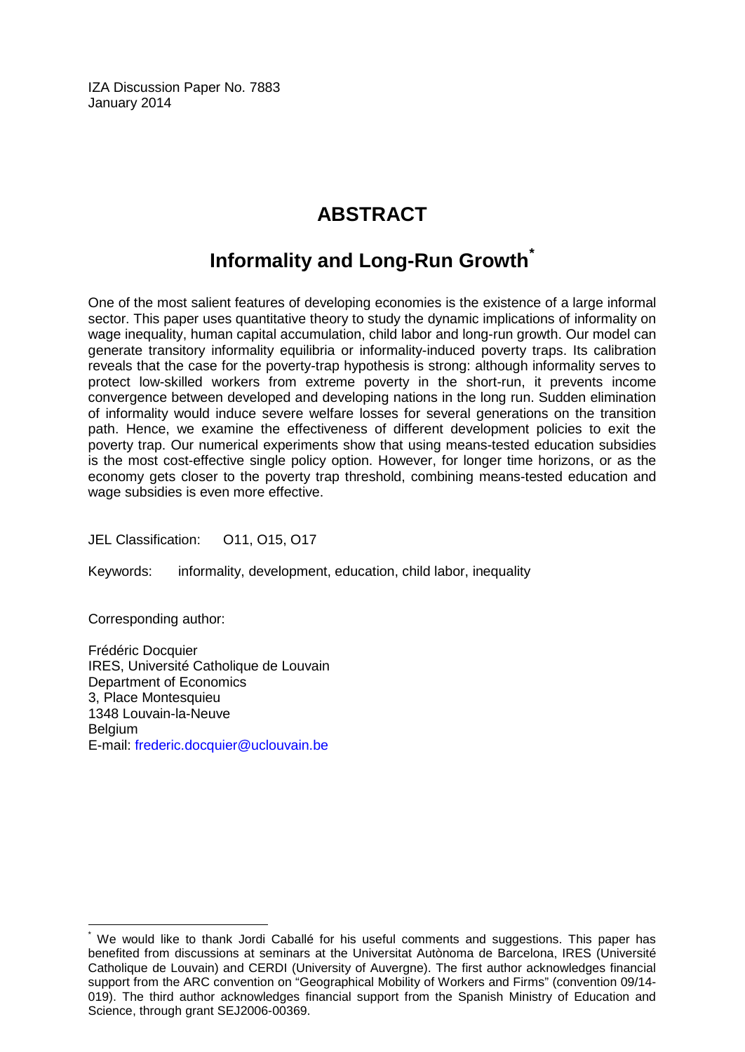IZA Discussion Paper No. 7883
January 2014

# ABSTRACT

## Informality and Long-Run Growth*

One of the most salient features of developing economies is the existence of a large informal sector. This paper uses quantitative theory to study the dynamic implications of informality on wage inequality, human capital accumulation, child labor and long-run growth. Our model can generate transitory informality equilibria or informality-induced poverty traps. Its calibration reveals that the case for the poverty-trap hypothesis is strong: although informality serves to protect low-skilled workers from extreme poverty in the short-run, it prevents income convergence between developed and developing nations in the long run. Sudden elimination of informality would induce severe welfare losses for several generations on the transition path. Hence, we examine the effectiveness of different development policies to exit the poverty trap. Our numerical experiments show that using means-tested education subsidies is the most cost-effective single policy option. However, for longer time horizons, or as the economy gets closer to the poverty trap threshold, combining means-tested education and wage subsidies is even more effective.

JEL Classification: O11, O15, O17

Keywords: informality, development, education, child labor, inequality

Corresponding author:

Frédéric Docquier
IRES, Université Catholique de Louvain
Department of Economics
3, Place Montesquieu
1348 Louvain-la-Neuve
Belgium
E-mail: frederic.docquier@uclouvain.be

---

* We would like to thank Jordi Caballé for his useful comments and suggestions. This paper has benefited from discussions at seminars at the Universitat Autònoma de Barcelona, IRES (Université Catholique de Louvain) and CERDI (University of Auvergne). The first author acknowledges financial support from the ARC convention on "Geographical Mobility of Workers and Firms" (convention 09/14-019). The third author acknowledges financial support from the Spanish Ministry of Education and Science, through grant SEJ2006-00369.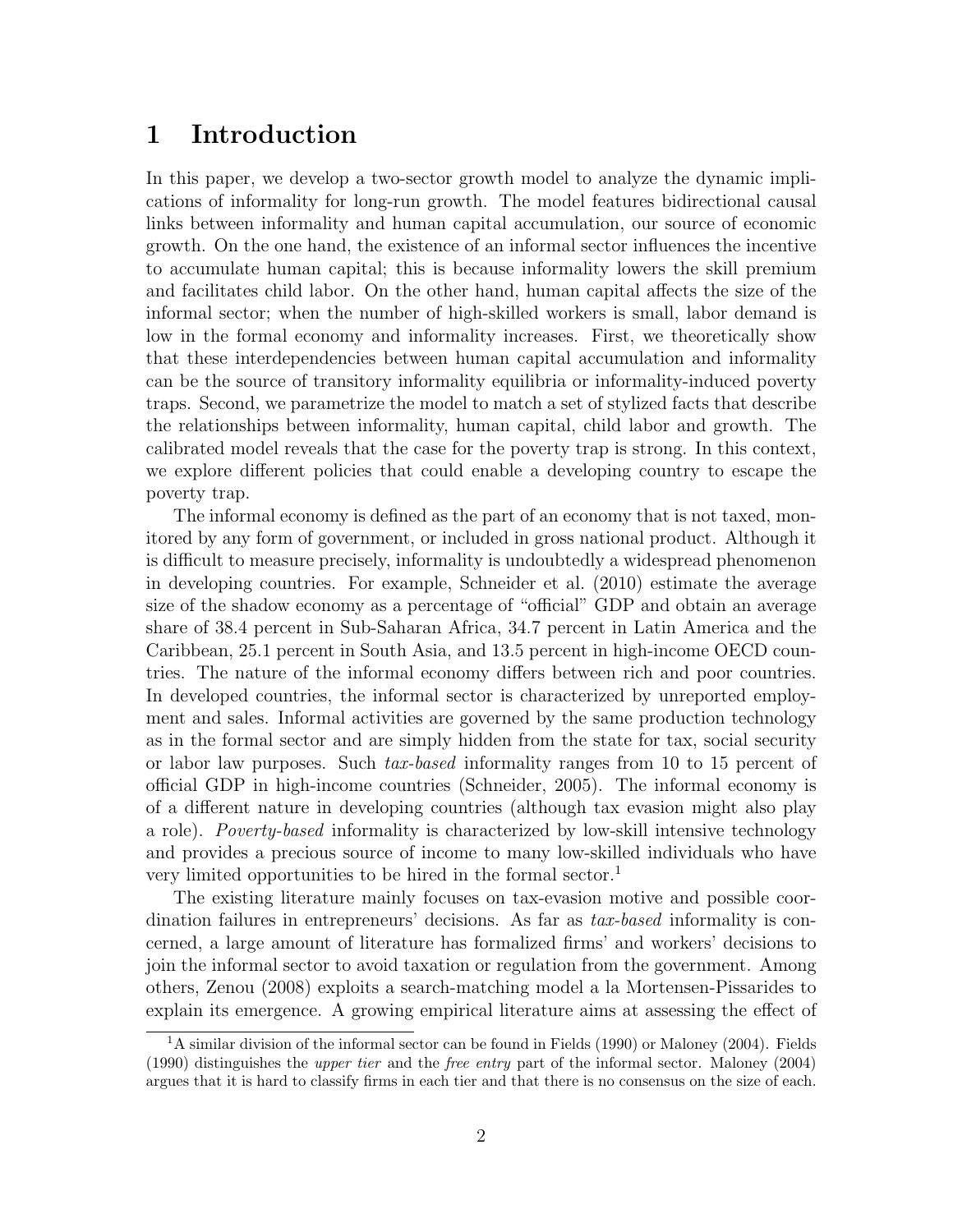# 1 Introduction

In this paper, we develop a two-sector growth model to analyze the dynamic implications of informality for long-run growth. The model features bidirectional causal links between informality and human capital accumulation, our source of economic growth. On the one hand, the existence of an informal sector influences the incentive to accumulate human capital; this is because informality lowers the skill premium and facilitates child labor. On the other hand, human capital affects the size of the informal sector; when the number of high-skilled workers is small, labor demand is low in the formal economy and informality increases. First, we theoretically show that these interdependencies between human capital accumulation and informality can be the source of transitory informality equilibria or informality-induced poverty traps. Second, we parametrize the model to match a set of stylized facts that describe the relationships between informality, human capital, child labor and growth. The calibrated model reveals that the case for the poverty trap is strong. In this context, we explore different policies that could enable a developing country to escape the poverty trap.

The informal economy is defined as the part of an economy that is not taxed, monitored by any form of government, or included in gross national product. Although it is difficult to measure precisely, informality is undoubtedly a widespread phenomenon in developing countries. For example, Schneider et al. (2010) estimate the average size of the shadow economy as a percentage of "official" GDP and obtain an average share of 38.4 percent in Sub-Saharan Africa, 34.7 percent in Latin America and the Caribbean, 25.1 percent in South Asia, and 13.5 percent in high-income OECD countries. The nature of the informal economy differs between rich and poor countries. In developed countries, the informal sector is characterized by unreported employment and sales. Informal activities are governed by the same production technology as in the formal sector and are simply hidden from the state for tax, social security or labor law purposes. Such *tax-based* informality ranges from 10 to 15 percent of official GDP in high-income countries (Schneider, 2005). The informal economy is of a different nature in developing countries (although tax evasion might also play a role). *Poverty-based* informality is characterized by low-skill intensive technology and provides a precious source of income to many low-skilled individuals who have very limited opportunities to be hired in the formal sector.[1]

The existing literature mainly focuses on tax-evasion motive and possible coordination failures in entrepreneurs' decisions. As far as *tax-based* informality is concerned, a large amount of literature has formalized firms' and workers' decisions to join the informal sector to avoid taxation or regulation from the government. Among others, Zenou (2008) exploits a search-matching model a la Mortensen-Pissarides to explain its emergence. A growing empirical literature aims at assessing the effect of

[1] A similar division of the informal sector can be found in Fields (1990) or Maloney (2004). Fields (1990) distinguishes the *upper tier* and the *free entry* part of the informal sector. Maloney (2004) argues that it is hard to classify firms in each tier and that there is no consensus on the size of each.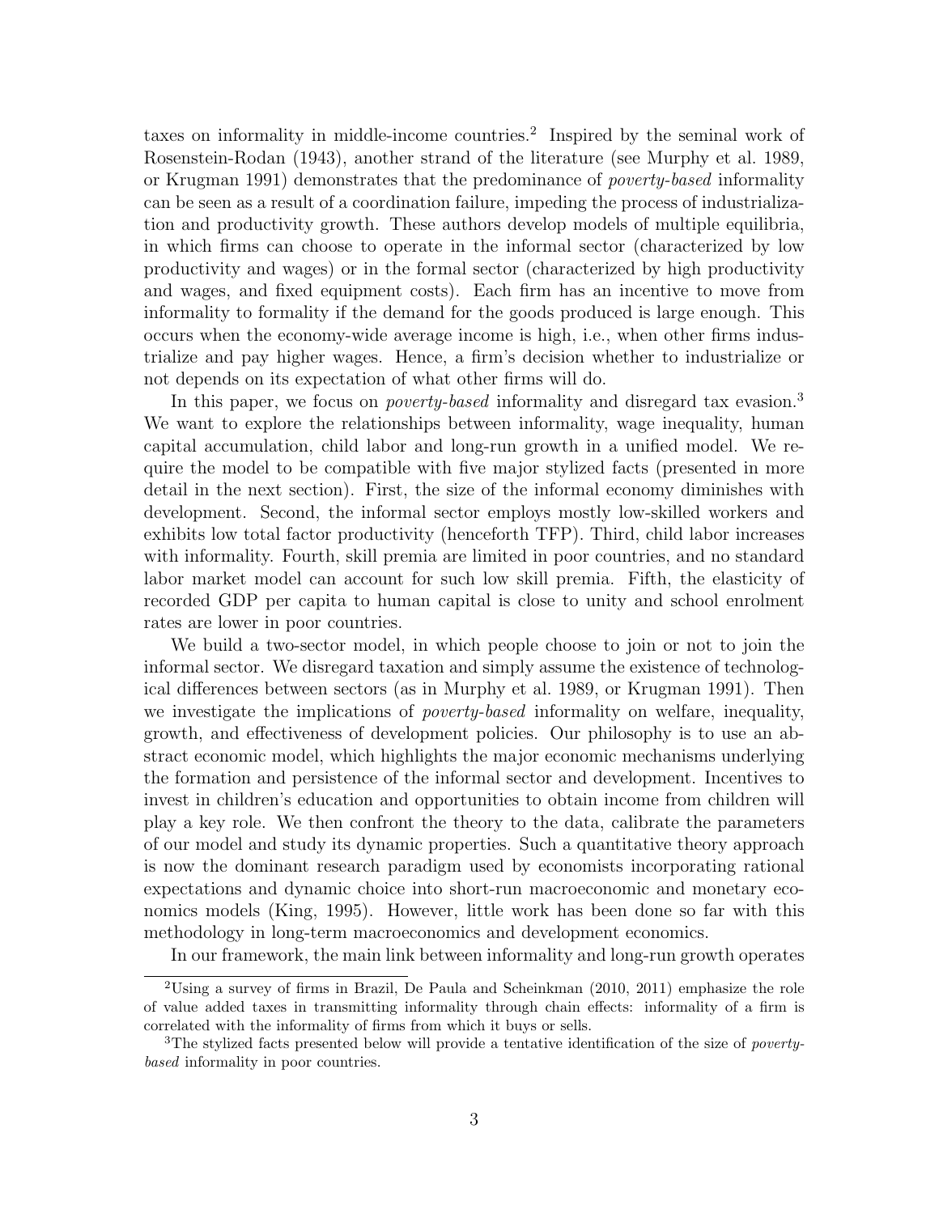taxes on informality in middle-income countries.[2] Inspired by the seminal work of Rosenstein-Rodan (1943), another strand of the literature (see Murphy et al. 1989, or Krugman 1991) demonstrates that the predominance of *poverty-based* informality can be seen as a result of a coordination failure, impeding the process of industrialization and productivity growth. These authors develop models of multiple equilibria, in which firms can choose to operate in the informal sector (characterized by low productivity and wages) or in the formal sector (characterized by high productivity and wages, and fixed equipment costs). Each firm has an incentive to move from informality to formality if the demand for the goods produced is large enough. This occurs when the economy-wide average income is high, i.e., when other firms industrialize and pay higher wages. Hence, a firm's decision whether to industrialize or not depends on its expectation of what other firms will do.

In this paper, we focus on *poverty-based* informality and disregard tax evasion.[3] We want to explore the relationships between informality, wage inequality, human capital accumulation, child labor and long-run growth in a unified model. We require the model to be compatible with five major stylized facts (presented in more detail in the next section). First, the size of the informal economy diminishes with development. Second, the informal sector employs mostly low-skilled workers and exhibits low total factor productivity (henceforth TFP). Third, child labor increases with informality. Fourth, skill premia are limited in poor countries, and no standard labor market model can account for such low skill premia. Fifth, the elasticity of recorded GDP per capita to human capital is close to unity and school enrolment rates are lower in poor countries.

We build a two-sector model, in which people choose to join or not to join the informal sector. We disregard taxation and simply assume the existence of technological differences between sectors (as in Murphy et al. 1989, or Krugman 1991). Then we investigate the implications of *poverty-based* informality on welfare, inequality, growth, and effectiveness of development policies. Our philosophy is to use an abstract economic model, which highlights the major economic mechanisms underlying the formation and persistence of the informal sector and development. Incentives to invest in children's education and opportunities to obtain income from children will play a key role. We then confront the theory to the data, calibrate the parameters of our model and study its dynamic properties. Such a quantitative theory approach is now the dominant research paradigm used by economists incorporating rational expectations and dynamic choice into short-run macroeconomic and monetary economics models (King, 1995). However, little work has been done so far with this methodology in long-term macroeconomics and development economics.

In our framework, the main link between informality and long-run growth operates

[2] Using a survey of firms in Brazil, De Paula and Scheinkman (2010, 2011) emphasize the role of value added taxes in transmitting informality through chain effects: informality of a firm is correlated with the informality of firms from which it buys or sells.

[3] The stylized facts presented below will provide a tentative identification of the size of *poverty-based* informality in poor countries.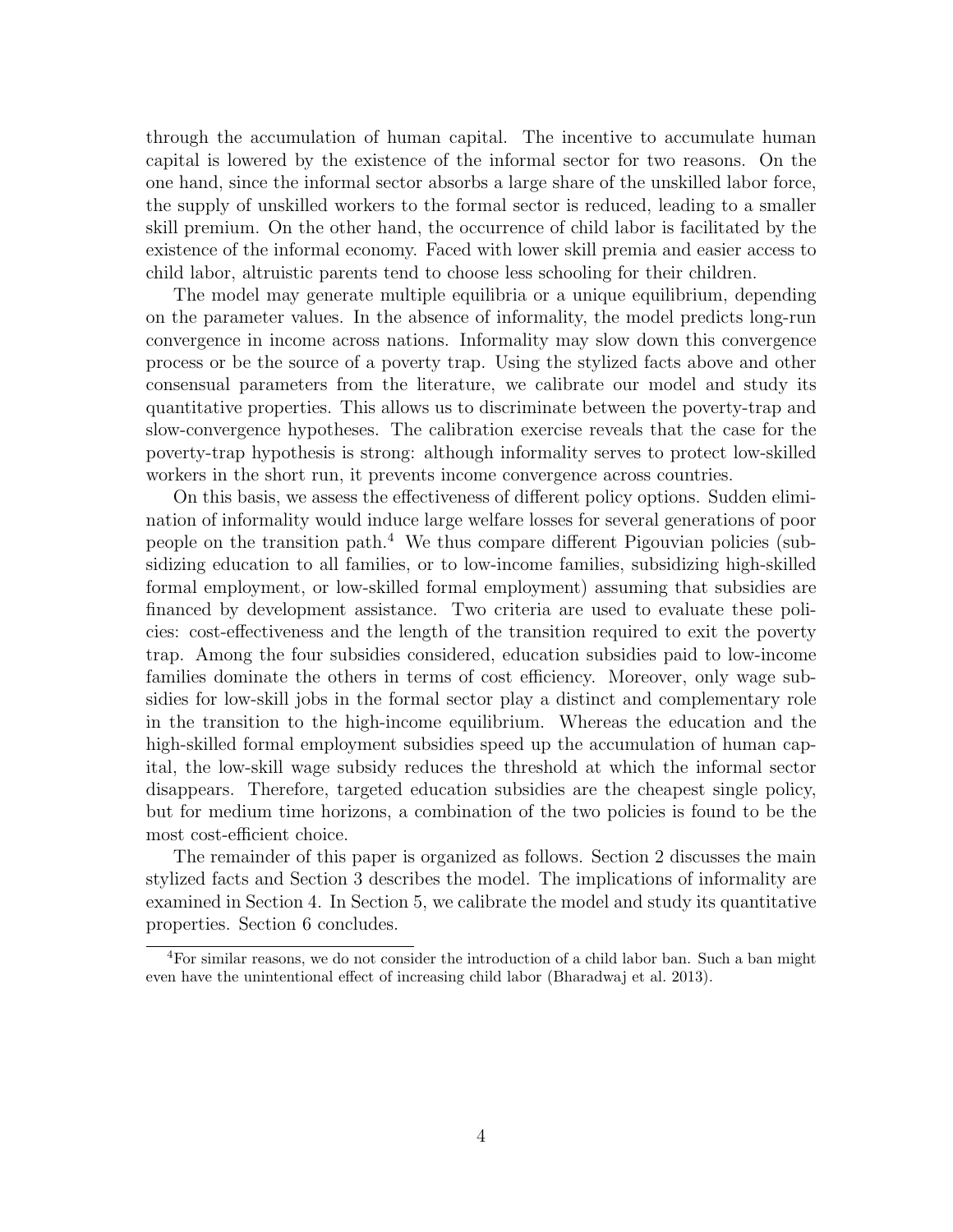through the accumulation of human capital. The incentive to accumulate human capital is lowered by the existence of the informal sector for two reasons. On the one hand, since the informal sector absorbs a large share of the unskilled labor force, the supply of unskilled workers to the formal sector is reduced, leading to a smaller skill premium. On the other hand, the occurrence of child labor is facilitated by the existence of the informal economy. Faced with lower skill premia and easier access to child labor, altruistic parents tend to choose less schooling for their children.

The model may generate multiple equilibria or a unique equilibrium, depending on the parameter values. In the absence of informality, the model predicts long-run convergence in income across nations. Informality may slow down this convergence process or be the source of a poverty trap. Using the stylized facts above and other consensual parameters from the literature, we calibrate our model and study its quantitative properties. This allows us to discriminate between the poverty-trap and slow-convergence hypotheses. The calibration exercise reveals that the case for the poverty-trap hypothesis is strong: although informality serves to protect low-skilled workers in the short run, it prevents income convergence across countries.

On this basis, we assess the effectiveness of different policy options. Sudden elimination of informality would induce large welfare losses for several generations of poor people on the transition path.[4] We thus compare different Pigouvian policies (subsidizing education to all families, or to low-income families, subsidizing high-skilled formal employment, or low-skilled formal employment) assuming that subsidies are financed by development assistance. Two criteria are used to evaluate these policies: cost-effectiveness and the length of the transition required to exit the poverty trap. Among the four subsidies considered, education subsidies paid to low-income families dominate the others in terms of cost efficiency. Moreover, only wage subsidies for low-skill jobs in the formal sector play a distinct and complementary role in the transition to the high-income equilibrium. Whereas the education and the high-skilled formal employment subsidies speed up the accumulation of human capital, the low-skill wage subsidy reduces the threshold at which the informal sector disappears. Therefore, targeted education subsidies are the cheapest single policy, but for medium time horizons, a combination of the two policies is found to be the most cost-efficient choice.

The remainder of this paper is organized as follows. Section 2 discusses the main stylized facts and Section 3 describes the model. The implications of informality are examined in Section 4. In Section 5, we calibrate the model and study its quantitative properties. Section 6 concludes.

[4] For similar reasons, we do not consider the introduction of a child labor ban. Such a ban might even have the unintentional effect of increasing child labor (Bharadwaj et al. 2013).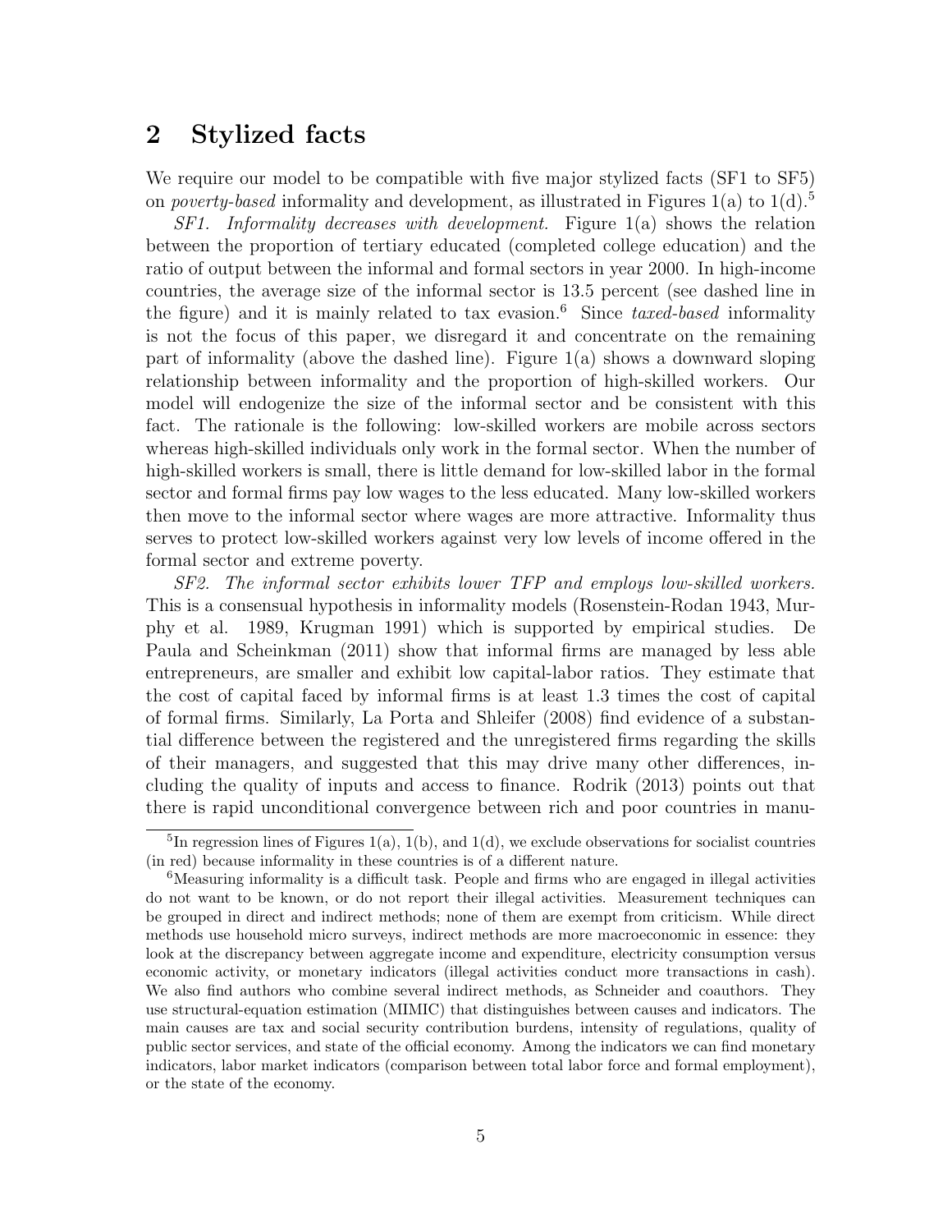## 2 Stylized facts

We require our model to be compatible with five major stylized facts (SF1 to SF5) on *poverty-based* informality and development, as illustrated in Figures 1(a) to 1(d).[5]

*SF1. Informality decreases with development.* Figure 1(a) shows the relation between the proportion of tertiary educated (completed college education) and the ratio of output between the informal and formal sectors in year 2000. In high-income countries, the average size of the informal sector is 13.5 percent (see dashed line in the figure) and it is mainly related to tax evasion.[6] Since *taxed-based* informality is not the focus of this paper, we disregard it and concentrate on the remaining part of informality (above the dashed line). Figure 1(a) shows a downward sloping relationship between informality and the proportion of high-skilled workers. Our model will endogenize the size of the informal sector and be consistent with this fact. The rationale is the following: low-skilled workers are mobile across sectors whereas high-skilled individuals only work in the formal sector. When the number of high-skilled workers is small, there is little demand for low-skilled labor in the formal sector and formal firms pay low wages to the less educated. Many low-skilled workers then move to the informal sector where wages are more attractive. Informality thus serves to protect low-skilled workers against very low levels of income offered in the formal sector and extreme poverty.

*SF2. The informal sector exhibits lower TFP and employs low-skilled workers.* This is a consensual hypothesis in informality models (Rosenstein-Rodan 1943, Murphy et al. 1989, Krugman 1991) which is supported by empirical studies. De Paula and Scheinkman (2011) show that informal firms are managed by less able entrepreneurs, are smaller and exhibit low capital-labor ratios. They estimate that the cost of capital faced by informal firms is at least 1.3 times the cost of capital of formal firms. Similarly, La Porta and Shleifer (2008) find evidence of a substantial difference between the registered and the unregistered firms regarding the skills of their managers, and suggested that this may drive many other differences, including the quality of inputs and access to finance. Rodrik (2013) points out that there is rapid unconditional convergence between rich and poor countries in manu-

[5] In regression lines of Figures 1(a), 1(b), and 1(d), we exclude observations for socialist countries (in red) because informality in these countries is of a different nature.

[6] Measuring informality is a difficult task. People and firms who are engaged in illegal activities do not want to be known, or do not report their illegal activities. Measurement techniques can be grouped in direct and indirect methods; none of them are exempt from criticism. While direct methods use household micro surveys, indirect methods are more macroeconomic in essence: they look at the discrepancy between aggregate income and expenditure, electricity consumption versus economic activity, or monetary indicators (illegal activities conduct more transactions in cash). We also find authors who combine several indirect methods, as Schneider and coauthors. They use structural-equation estimation (MIMIC) that distinguishes between causes and indicators. The main causes are tax and social security contribution burdens, intensity of regulations, quality of public sector services, and state of the official economy. Among the indicators we can find monetary indicators, labor market indicators (comparison between total labor force and formal employment), or the state of the economy.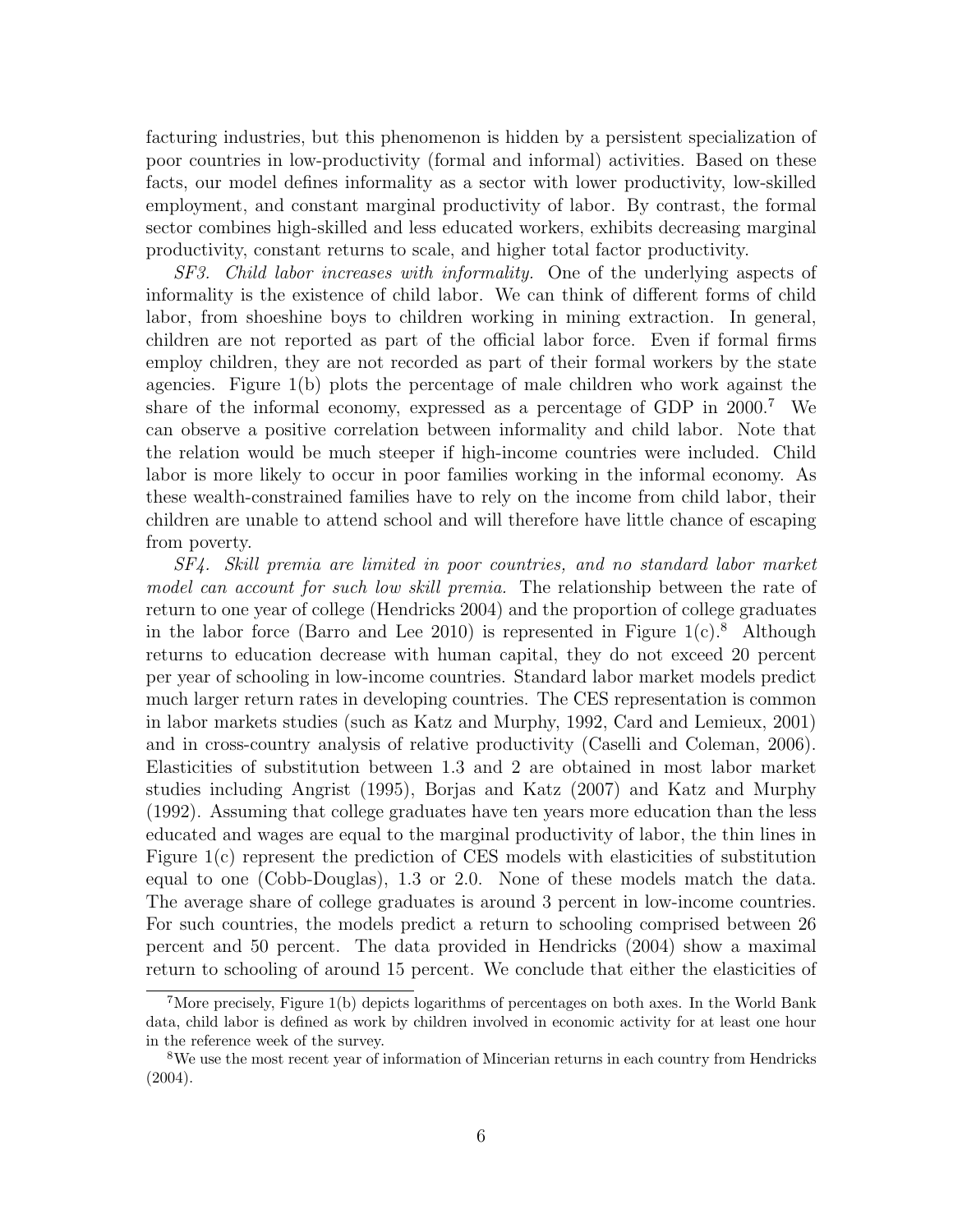facturing industries, but this phenomenon is hidden by a persistent specialization of poor countries in low-productivity (formal and informal) activities. Based on these facts, our model defines informality as a sector with lower productivity, low-skilled employment, and constant marginal productivity of labor. By contrast, the formal sector combines high-skilled and less educated workers, exhibits decreasing marginal productivity, constant returns to scale, and higher total factor productivity.

*SF3. Child labor increases with informality.* One of the underlying aspects of informality is the existence of child labor. We can think of different forms of child labor, from shoeshine boys to children working in mining extraction. In general, children are not reported as part of the official labor force. Even if formal firms employ children, they are not recorded as part of their formal workers by the state agencies. Figure 1(b) plots the percentage of male children who work against the share of the informal economy, expressed as a percentage of GDP in 2000.[7] We can observe a positive correlation between informality and child labor. Note that the relation would be much steeper if high-income countries were included. Child labor is more likely to occur in poor families working in the informal economy. As these wealth-constrained families have to rely on the income from child labor, their children are unable to attend school and will therefore have little chance of escaping from poverty.

*SF4. Skill premia are limited in poor countries, and no standard labor market model can account for such low skill premia.* The relationship between the rate of return to one year of college (Hendricks 2004) and the proportion of college graduates in the labor force (Barro and Lee 2010) is represented in Figure 1(c).[8] Although returns to education decrease with human capital, they do not exceed 20 percent per year of schooling in low-income countries. Standard labor market models predict much larger return rates in developing countries. The CES representation is common in labor markets studies (such as Katz and Murphy, 1992, Card and Lemieux, 2001) and in cross-country analysis of relative productivity (Caselli and Coleman, 2006). Elasticities of substitution between 1.3 and 2 are obtained in most labor market studies including Angrist (1995), Borjas and Katz (2007) and Katz and Murphy (1992). Assuming that college graduates have ten years more education than the less educated and wages are equal to the marginal productivity of labor, the thin lines in Figure 1(c) represent the prediction of CES models with elasticities of substitution equal to one (Cobb-Douglas), 1.3 or 2.0. None of these models match the data. The average share of college graduates is around 3 percent in low-income countries. For such countries, the models predict a return to schooling comprised between 26 percent and 50 percent. The data provided in Hendricks (2004) show a maximal return to schooling of around 15 percent. We conclude that either the elasticities of

[7] More precisely, Figure 1(b) depicts logarithms of percentages on both axes. In the World Bank data, child labor is defined as work by children involved in economic activity for at least one hour in the reference week of the survey.

[8] We use the most recent year of information of Mincerian returns in each country from Hendricks (2004).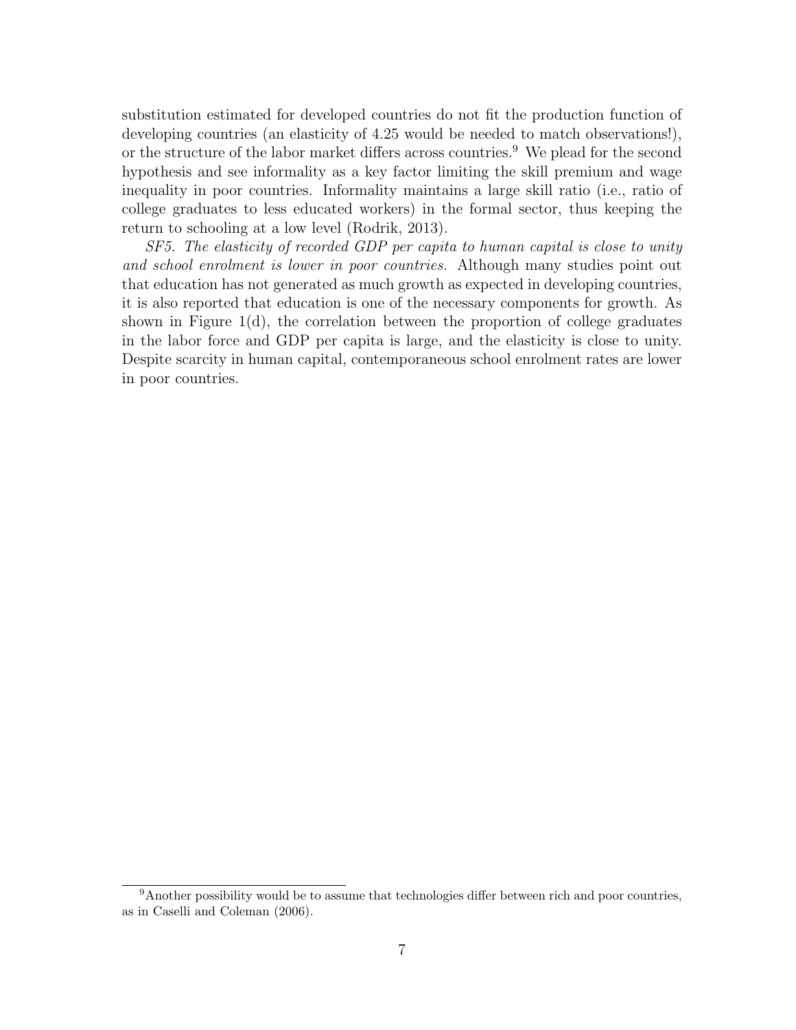substitution estimated for developed countries do not fit the production function of developing countries (an elasticity of 4.25 would be needed to match observations!), or the structure of the labor market differs across countries.[9] We plead for the second hypothesis and see informality as a key factor limiting the skill premium and wage inequality in poor countries. Informality maintains a large skill ratio (i.e., ratio of college graduates to less educated workers) in the formal sector, thus keeping the return to schooling at a low level (Rodrik, 2013).

*SF5. The elasticity of recorded GDP per capita to human capital is close to unity and school enrolment is lower in poor countries.* Although many studies point out that education has not generated as much growth as expected in developing countries, it is also reported that education is one of the necessary components for growth. As shown in Figure 1(d), the correlation between the proportion of college graduates in the labor force and GDP per capita is large, and the elasticity is close to unity. Despite scarcity in human capital, contemporaneous school enrolment rates are lower in poor countries.

[9] Another possibility would be to assume that technologies differ between rich and poor countries, as in Caselli and Coleman (2006).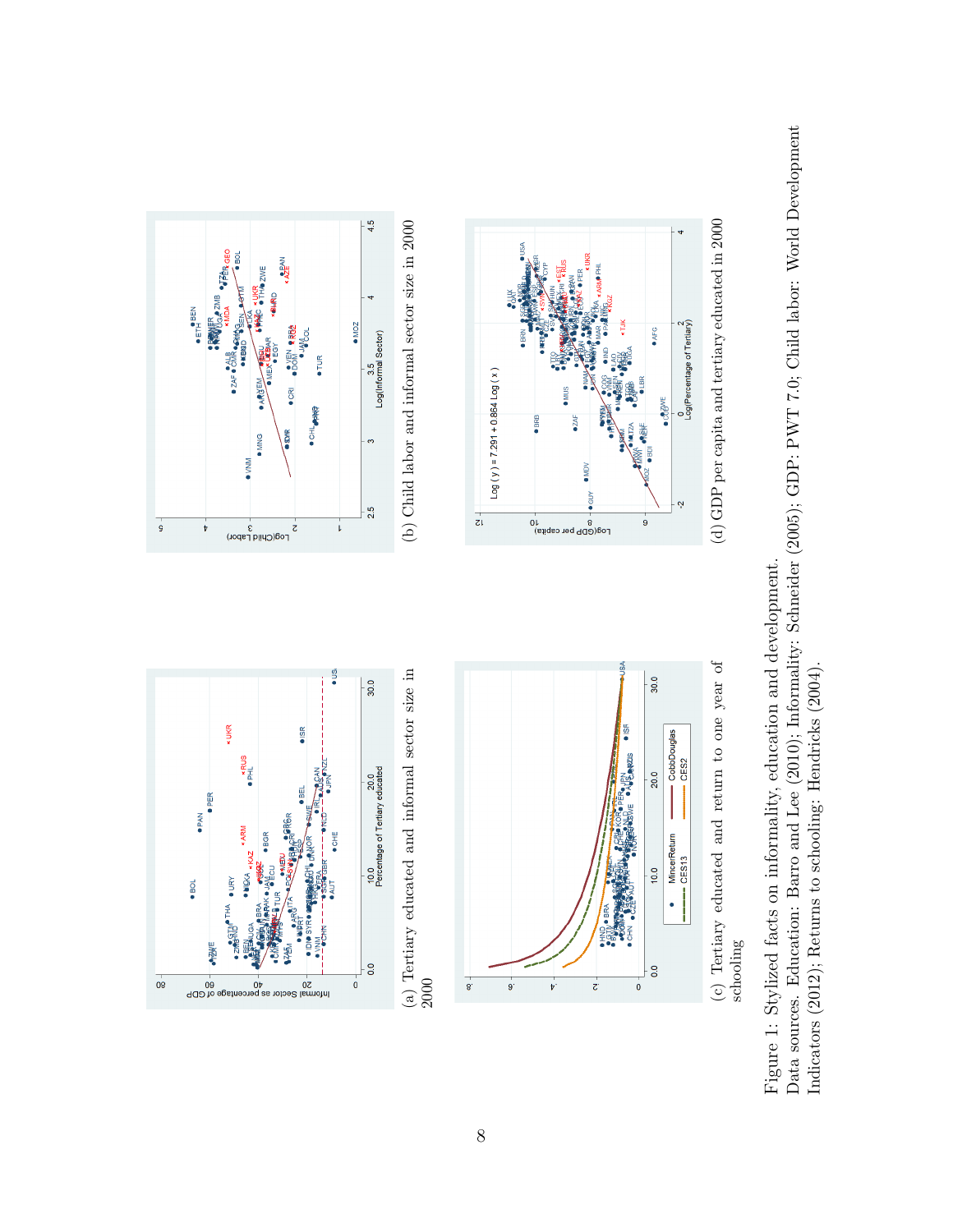(a) Tertiary educated and informal sector size in 2000

(b) Child labor and informal sector size in 2000

(c) Tertiary educated and return to one year of schooling

(d) GDP per capita and tertiary educated in 2000

Figure 1: Stylized facts on informality, education and development.
Data sources. Education: Barro and Lee (2010); Informality: Schneider (2005); GDP: PWT 7.0; Child labor: World Development Indicators (2012); Returns to schooling: Hendricks (2004).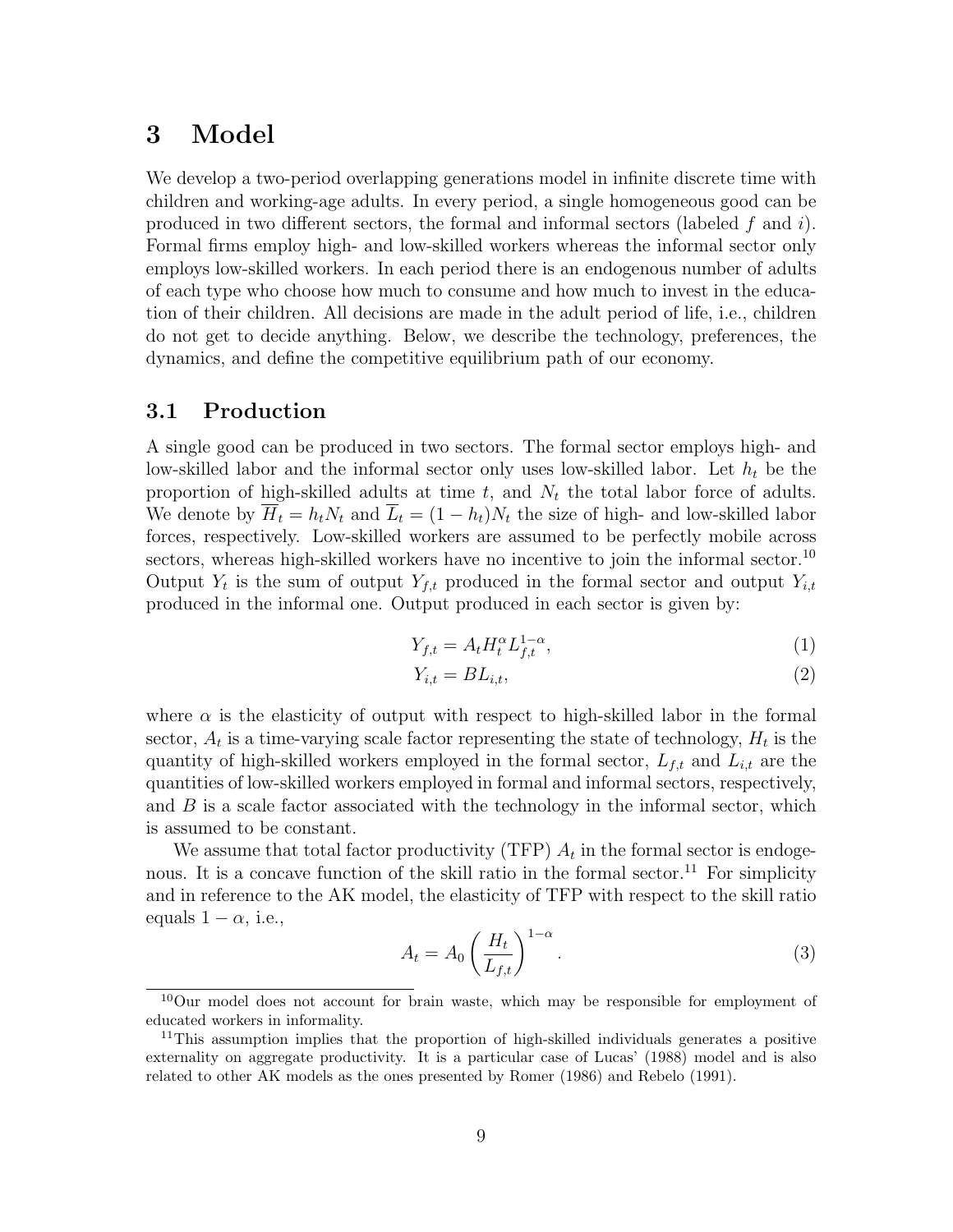# 3 Model

We develop a two-period overlapping generations model in infinite discrete time with children and working-age adults. In every period, a single homogeneous good can be produced in two different sectors, the formal and informal sectors (labeled $f$ and $i$). Formal firms employ high- and low-skilled workers whereas the informal sector only employs low-skilled workers. In each period there is an endogenous number of adults of each type who choose how much to consume and how much to invest in the education of their children. All decisions are made in the adult period of life, i.e., children do not get to decide anything. Below, we describe the technology, preferences, the dynamics, and define the competitive equilibrium path of our economy.

## 3.1 Production

A single good can be produced in two sectors. The formal sector employs high- and low-skilled labor and the informal sector only uses low-skilled labor. Let $h_t$ be the proportion of high-skilled adults at time $t$, and $N_t$ the total labor force of adults. We denote by $\overline{H}_t = h_t N_t$ and $\overline{L}_t = (1 - h_t)N_t$ the size of high- and low-skilled labor forces, respectively. Low-skilled workers are assumed to be perfectly mobile across sectors, whereas high-skilled workers have no incentive to join the informal sector.[10] Output $Y_t$ is the sum of output $Y_{f,t}$ produced in the formal sector and output $Y_{i,t}$ produced in the informal one. Output produced in each sector is given by:

$$Y_{f,t} = A_t H_t^{\alpha} L_{f,t}^{1-\alpha}, \tag{1}$$

$$Y_{i,t} = B L_{i,t}, \tag{2}$$

where $\alpha$ is the elasticity of output with respect to high-skilled labor in the formal sector, $A_t$ is a time-varying scale factor representing the state of technology, $H_t$ is the quantity of high-skilled workers employed in the formal sector, $L_{f,t}$ and $L_{i,t}$ are the quantities of low-skilled workers employed in formal and informal sectors, respectively, and $B$ is a scale factor associated with the technology in the informal sector, which is assumed to be constant.

We assume that total factor productivity (TFP) $A_t$ in the formal sector is endogenous. It is a concave function of the skill ratio in the formal sector.[11] For simplicity and in reference to the AK model, the elasticity of TFP with respect to the skill ratio equals $1 - \alpha$, i.e.,

$$A_t = A_0 \left( \frac{H_t}{L_{f,t}} \right)^{1-\alpha}. \tag{3}$$

[10] Our model does not account for brain waste, which may be responsible for employment of educated workers in informality.

[11] This assumption implies that the proportion of high-skilled individuals generates a positive externality on aggregate productivity. It is a particular case of Lucas' (1988) model and is also related to other AK models as the ones presented by Romer (1986) and Rebelo (1991).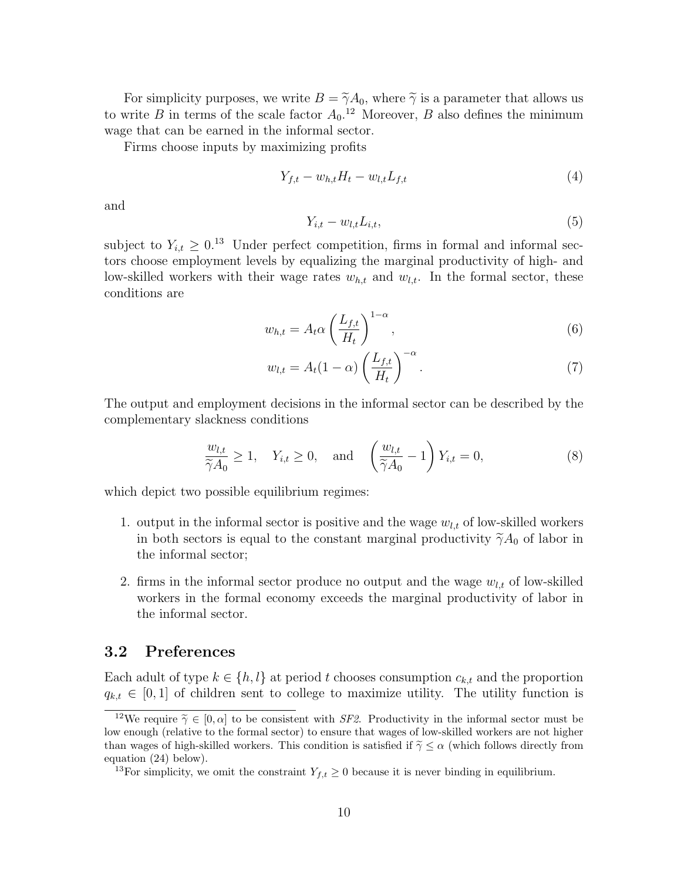For simplicity purposes, we write $B = \widetilde{\gamma} A_0$, where $\widetilde{\gamma}$ is a parameter that allows us to write $B$ in terms of the scale factor $A_0$.[12] Moreover, $B$ also defines the minimum wage that can be earned in the informal sector.

Firms choose inputs by maximizing profits

$$Y_{f,t} - w_{h,t} H_t - w_{l,t} L_{f,t} \tag{4}$$

and

$$Y_{i,t} - w_{l,t} L_{i,t}, \tag{5}$$

subject to $Y_{i,t} \geq 0$.[13] Under perfect competition, firms in formal and informal sectors choose employment levels by equalizing the marginal productivity of high- and low-skilled workers with their wage rates $w_{h,t}$ and $w_{l,t}$. In the formal sector, these conditions are

$$w_{h,t} = A_t \alpha \left( \frac{L_{f,t}}{H_t} \right)^{1-\alpha}, \tag{6}$$

$$w_{l,t} = A_t (1-\alpha) \left( \frac{L_{f,t}}{H_t} \right)^{-\alpha}. \tag{7}$$

The output and employment decisions in the informal sector can be described by the complementary slackness conditions

$$\frac{w_{l,t}}{\widetilde{\gamma} A_0} \geq 1, \quad Y_{i,t} \geq 0, \quad \text{and} \quad \left( \frac{w_{l,t}}{\widetilde{\gamma} A_0} - 1 \right) Y_{i,t} = 0, \tag{8}$$

which depict two possible equilibrium regimes:

1. output in the informal sector is positive and the wage $w_{l,t}$ of low-skilled workers in both sectors is equal to the constant marginal productivity $\widetilde{\gamma} A_0$ of labor in the informal sector;
2. firms in the informal sector produce no output and the wage $w_{l,t}$ of low-skilled workers in the formal economy exceeds the marginal productivity of labor in the informal sector.

## 3.2 Preferences

Each adult of type $k \in \{h, l\}$ at period $t$ chooses consumption $c_{k,t}$ and the proportion $q_{k,t} \in [0, 1]$ of children sent to college to maximize utility. The utility function is

---

[12] We require $\widetilde{\gamma} \in [0, \alpha]$ to be consistent with *SF2*. Productivity in the informal sector must be low enough (relative to the formal sector) to ensure that wages of low-skilled workers are not higher than wages of high-skilled workers. This condition is satisfied if $\widetilde{\gamma} \leq \alpha$ (which follows directly from equation (24) below).

[13] For simplicity, we omit the constraint $Y_{f,t} \geq 0$ because it is never binding in equilibrium.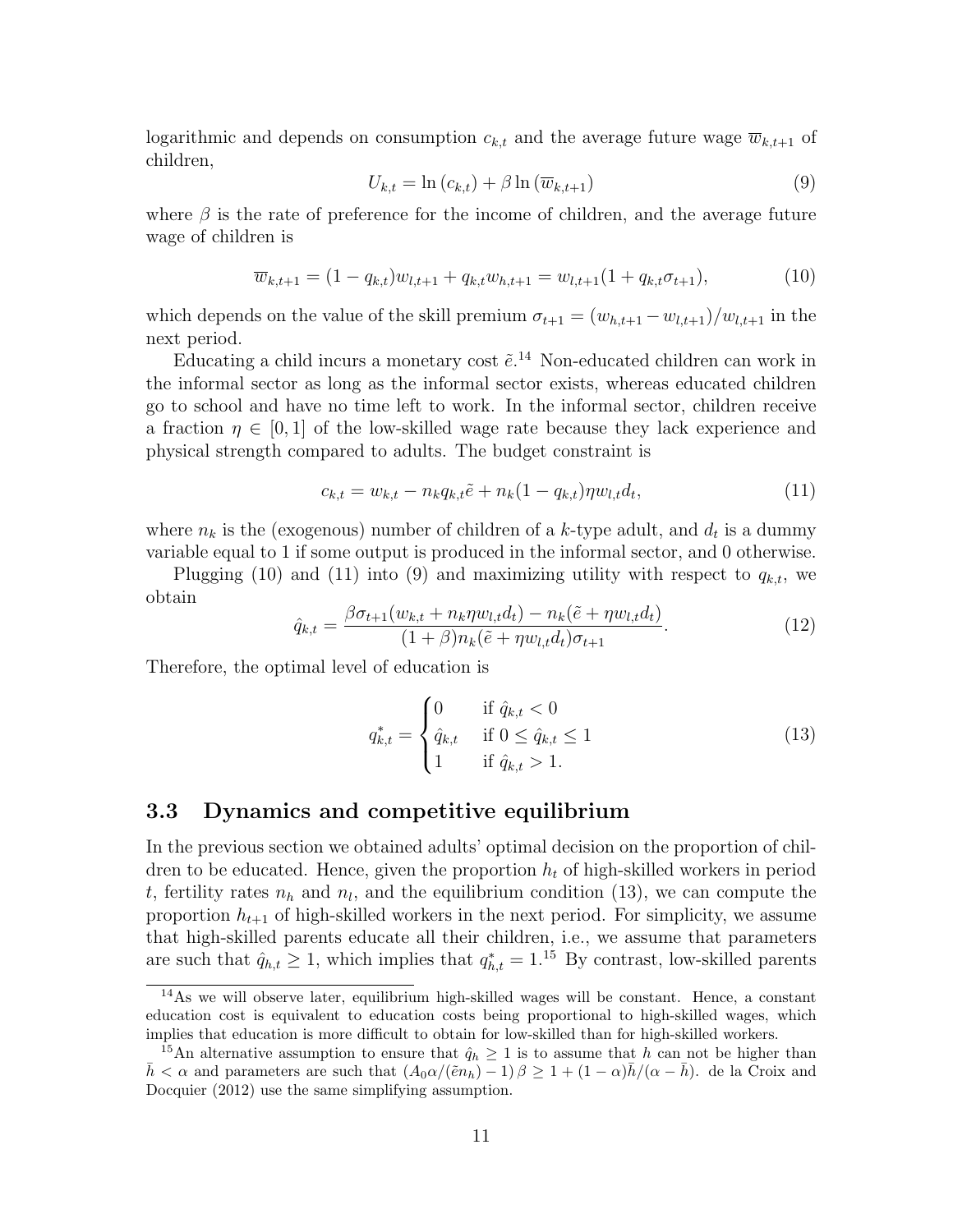logarithmic and depends on consumption $c_{k,t}$ and the average future wage $\overline{w}_{k,t+1}$ of children,

$$U_{k,t} = \ln(c_{k,t}) + \beta \ln(\overline{w}_{k,t+1}) \tag{9}$$

where $\beta$ is the rate of preference for the income of children, and the average future wage of children is

$$\overline{w}_{k,t+1} = (1 - q_{k,t})w_{l,t+1} + q_{k,t}w_{h,t+1} = w_{l,t+1}(1 + q_{k,t}\sigma_{t+1}), \tag{10}$$

which depends on the value of the skill premium $\sigma_{t+1} = (w_{h,t+1} - w_{l,t+1})/w_{l,t+1}$ in the next period.

Educating a child incurs a monetary cost $\tilde{e}$.[14] Non-educated children can work in the informal sector as long as the informal sector exists, whereas educated children go to school and have no time left to work. In the informal sector, children receive a fraction $\eta \in [0, 1]$ of the low-skilled wage rate because they lack experience and physical strength compared to adults. The budget constraint is

$$c_{k,t} = w_{k,t} - n_k q_{k,t}\tilde{e} + n_k(1 - q_{k,t})\eta w_{l,t} d_t, \tag{11}$$

where $n_k$ is the (exogenous) number of children of a $k$-type adult, and $d_t$ is a dummy variable equal to 1 if some output is produced in the informal sector, and 0 otherwise.

Plugging (10) and (11) into (9) and maximizing utility with respect to $q_{k,t}$, we obtain

$$\hat{q}_{k,t} = \frac{\beta\sigma_{t+1}(w_{k,t} + n_k\eta w_{l,t}d_t) - n_k(\tilde{e} + \eta w_{l,t}d_t)}{(1 + \beta)n_k(\tilde{e} + \eta w_{l,t}d_t)\sigma_{t+1}}. \tag{12}$$

Therefore, the optimal level of education is

$$q^*_{k,t} = \begin{cases} 0 & \text{if } \hat{q}_{k,t} < 0 \\ \hat{q}_{k,t} & \text{if } 0 \leq \hat{q}_{k,t} \leq 1 \\ 1 & \text{if } \hat{q}_{k,t} > 1. \end{cases} \tag{13}$$

### 3.3 Dynamics and competitive equilibrium

In the previous section we obtained adults' optimal decision on the proportion of children to be educated. Hence, given the proportion $h_t$ of high-skilled workers in period $t$, fertility rates $n_h$ and $n_l$, and the equilibrium condition (13), we can compute the proportion $h_{t+1}$ of high-skilled workers in the next period. For simplicity, we assume that high-skilled parents educate all their children, i.e., we assume that parameters are such that $\hat{q}_{h,t} \geq 1$, which implies that $q^*_{h,t} = 1$.[15] By contrast, low-skilled parents

---

[14] As we will observe later, equilibrium high-skilled wages will be constant. Hence, a constant education cost is equivalent to education costs being proportional to high-skilled wages, which implies that education is more difficult to obtain for low-skilled than for high-skilled workers.

[15] An alternative assumption to ensure that $\hat{q}_h \geq 1$ is to assume that $h$ can not be higher than $\bar{h} < \alpha$ and parameters are such that $(A_0\alpha/(\tilde{e}n_h) - 1)\,\beta \geq 1 + (1 - \alpha)\bar{h}/(\alpha - \bar{h})$. de la Croix and Docquier (2012) use the same simplifying assumption.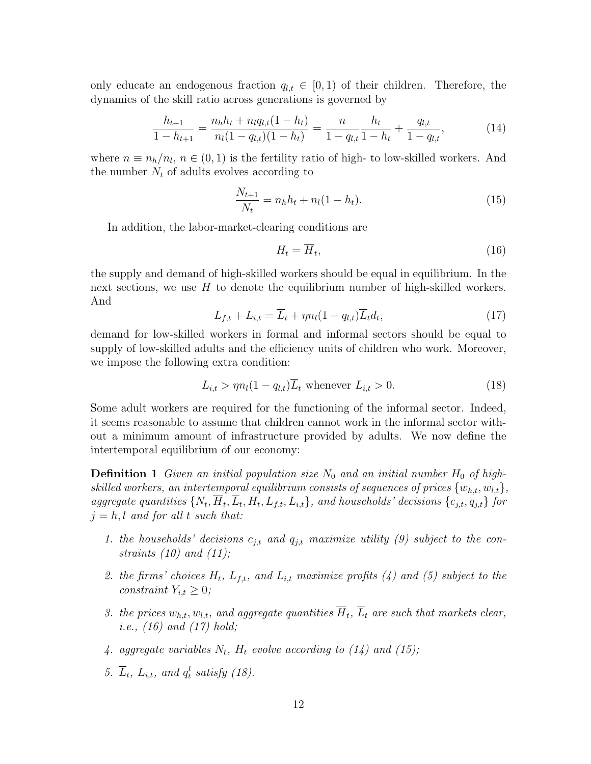only educate an endogenous fraction $q_{l,t} \in [0, 1)$ of their children. Therefore, the dynamics of the skill ratio across generations is governed by

$$\frac{h_{t+1}}{1-h_{t+1}} = \frac{n_h h_t + n_l q_{l,t}(1-h_t)}{n_l(1-q_{l,t})(1-h_t)} = \frac{n}{1-q_{l,t}} \frac{h_t}{1-h_t} + \frac{q_{l,t}}{1-q_{l,t}}, \tag{14}$$

where $n \equiv n_h/n_l$, $n \in (0, 1)$ is the fertility ratio of high- to low-skilled workers. And the number $N_t$ of adults evolves according to

$$\frac{N_{t+1}}{N_t} = n_h h_t + n_l(1-h_t). \tag{15}$$

In addition, the labor-market-clearing conditions are

$$H_t = \overline{H}_t, \tag{16}$$

the supply and demand of high-skilled workers should be equal in equilibrium. In the next sections, we use $H$ to denote the equilibrium number of high-skilled workers. And

$$L_{f,t} + L_{i,t} = \overline{L}_t + \eta n_l(1-q_{l,t})\overline{L}_t d_t, \tag{17}$$

demand for low-skilled workers in formal and informal sectors should be equal to supply of low-skilled adults and the efficiency units of children who work. Moreover, we impose the following extra condition:

$$L_{i,t} > \eta n_l(1-q_{l,t})\overline{L}_t \text{ whenever } L_{i,t} > 0. \tag{18}$$

Some adult workers are required for the functioning of the informal sector. Indeed, it seems reasonable to assume that children cannot work in the informal sector without a minimum amount of infrastructure provided by adults. We now define the intertemporal equilibrium of our economy:

**Definition 1** *Given an initial population size $N_0$ and an initial number $H_0$ of high-skilled workers, an intertemporal equilibrium consists of sequences of prices $\{w_{h,t}, w_{l,t}\}$, aggregate quantities $\{N_t, \overline{H}_t, \overline{L}_t, H_t, L_{f,t}, L_{i,t}\}$, and households' decisions $\{c_{j,t}, q_{j,t}\}$ for $j = h, l$ and for all $t$ such that:*

1. *the households' decisions $c_{j,t}$ and $q_{j,t}$ maximize utility (9) subject to the constraints (10) and (11);*
2. *the firms' choices $H_t$, $L_{f,t}$, and $L_{i,t}$ maximize profits (4) and (5) subject to the constraint $Y_{i,t} \geq 0$;*
3. *the prices $w_{h,t}, w_{l,t}$, and aggregate quantities $\overline{H}_t$, $\overline{L}_t$ are such that markets clear, i.e., (16) and (17) hold;*
4. *aggregate variables $N_t$, $H_t$ evolve according to (14) and (15);*
5. *$\overline{L}_t$, $L_{i,t}$, and $q_t^l$ satisfy (18).*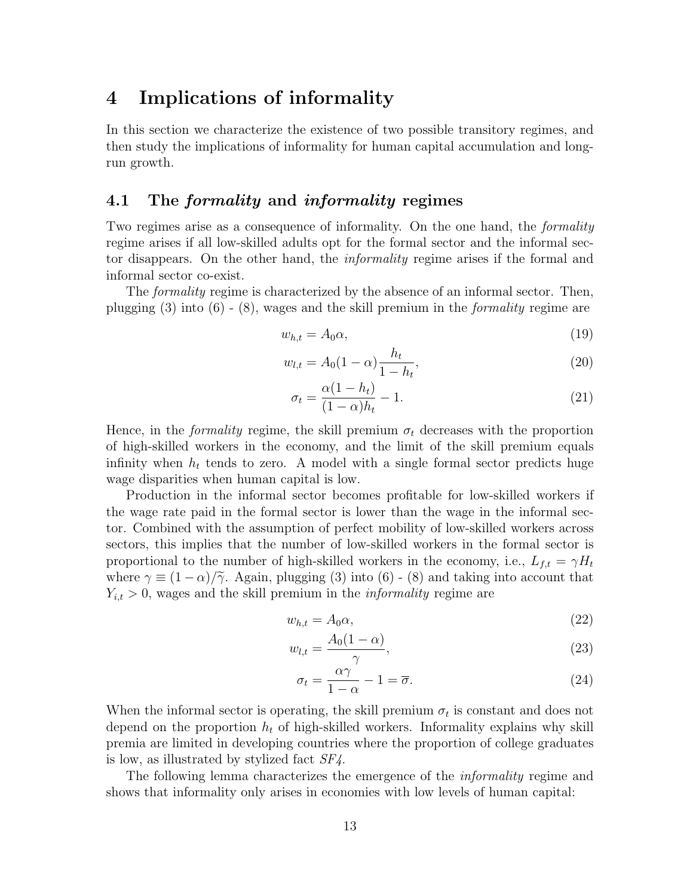# 4 Implications of informality

In this section we characterize the existence of two possible transitory regimes, and then study the implications of informality for human capital accumulation and long-run growth.

## 4.1 The *formality* and *informality* regimes

Two regimes arise as a consequence of informality. On the one hand, the *formality* regime arises if all low-skilled adults opt for the formal sector and the informal sector disappears. On the other hand, the *informality* regime arises if the formal and informal sector co-exist.

The *formality* regime is characterized by the absence of an informal sector. Then, plugging (3) into (6) - (8), wages and the skill premium in the *formality* regime are

$$w_{h,t} = A_0\alpha, \tag{19}$$

$$w_{l,t} = A_0(1-\alpha)\frac{h_t}{1-h_t}, \tag{20}$$

$$\sigma_t = \frac{\alpha(1-h_t)}{(1-\alpha)h_t} - 1. \tag{21}$$

Hence, in the *formality* regime, the skill premium $\sigma_t$ decreases with the proportion of high-skilled workers in the economy, and the limit of the skill premium equals infinity when $h_t$ tends to zero. A model with a single formal sector predicts huge wage disparities when human capital is low.

Production in the informal sector becomes profitable for low-skilled workers if the wage rate paid in the formal sector is lower than the wage in the informal sector. Combined with the assumption of perfect mobility of low-skilled workers across sectors, this implies that the number of low-skilled workers in the formal sector is proportional to the number of high-skilled workers in the economy, i.e., $L_{f,t} = \gamma H_t$ where $\gamma \equiv (1-\alpha)/\widetilde{\gamma}$. Again, plugging (3) into (6) - (8) and taking into account that $Y_{i,t} > 0$, wages and the skill premium in the *informality* regime are

$$w_{h,t} = A_0\alpha, \tag{22}$$

$$w_{l,t} = \frac{A_0(1-\alpha)}{\gamma}, \tag{23}$$

$$\sigma_t = \frac{\alpha\gamma}{1-\alpha} - 1 = \overline{\sigma}. \tag{24}$$

When the informal sector is operating, the skill premium $\sigma_t$ is constant and does not depend on the proportion $h_t$ of high-skilled workers. Informality explains why skill premia are limited in developing countries where the proportion of college graduates is low, as illustrated by stylized fact *SF4*.

The following lemma characterizes the emergence of the *informality* regime and shows that informality only arises in economies with low levels of human capital: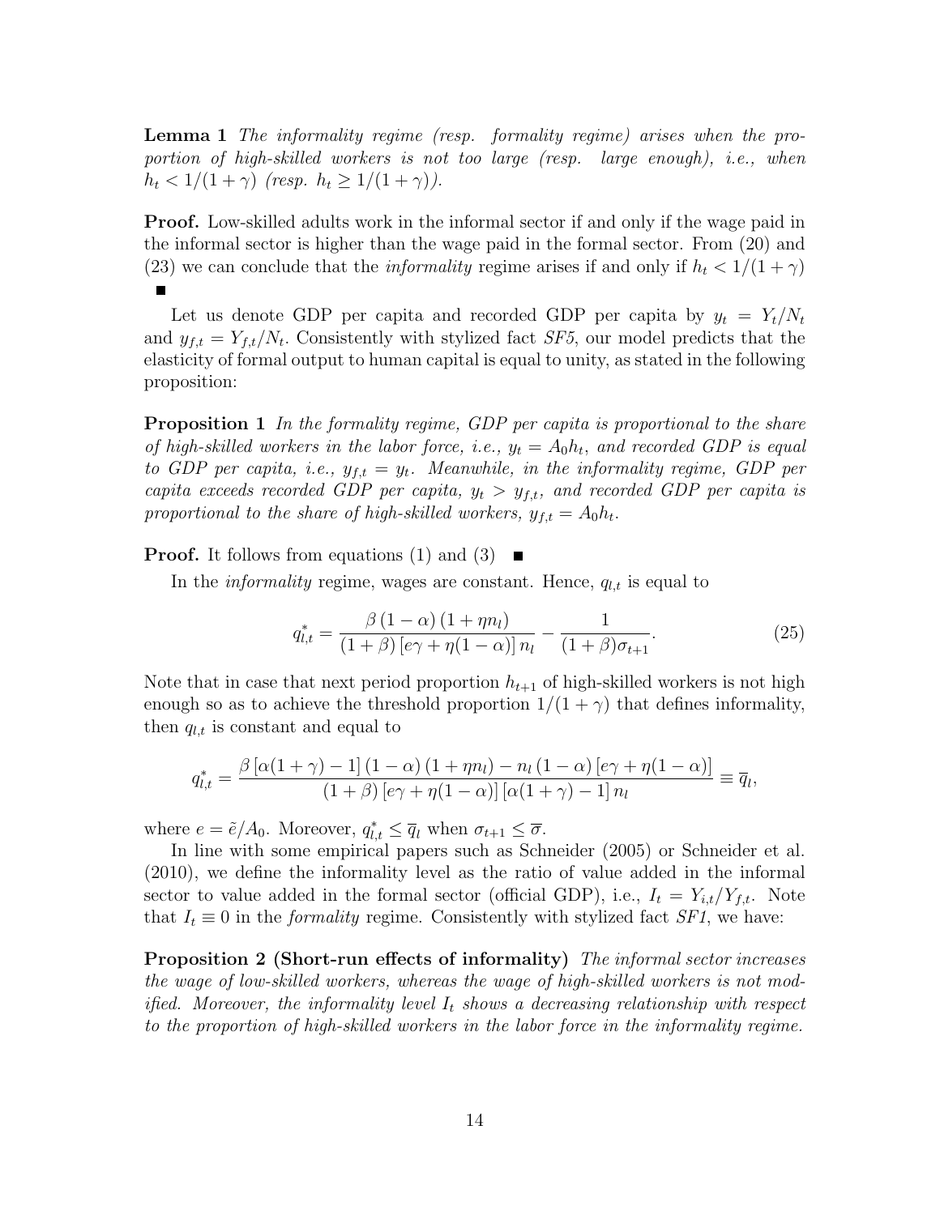**Lemma 1** *The informality regime (resp. formality regime) arises when the proportion of high-skilled workers is not too large (resp. large enough), i.e., when $h_t < 1/(1+\gamma)$ (resp. $h_t \geq 1/(1+\gamma)$).*

**Proof.** Low-skilled adults work in the informal sector if and only if the wage paid in the informal sector is higher than the wage paid in the formal sector. From (20) and (23) we can conclude that the *informality* regime arises if and only if $h_t < 1/(1+\gamma)$ ■

Let us denote GDP per capita and recorded GDP per capita by $y_t = Y_t/N_t$ and $y_{f,t} = Y_{f,t}/N_t$. Consistently with stylized fact *SF5*, our model predicts that the elasticity of formal output to human capital is equal to unity, as stated in the following proposition:

**Proposition 1** *In the formality regime, GDP per capita is proportional to the share of high-skilled workers in the labor force, i.e., $y_t = A_0 h_t$, and recorded GDP is equal to GDP per capita, i.e., $y_{f,t} = y_t$. Meanwhile, in the informality regime, GDP per capita exceeds recorded GDP per capita, $y_t > y_{f,t}$, and recorded GDP per capita is proportional to the share of high-skilled workers, $y_{f,t} = A_0 h_t$.*

**Proof.** It follows from equations (1) and (3) ■

In the *informality* regime, wages are constant. Hence, $q_{l,t}$ is equal to

$$q^*_{l,t} = \frac{\beta(1-\alpha)(1+\eta n_l)}{(1+\beta)[e\gamma + \eta(1-\alpha)]n_l} - \frac{1}{(1+\beta)\sigma_{t+1}}. \tag{25}$$

Note that in case that next period proportion $h_{t+1}$ of high-skilled workers is not high enough so as to achieve the threshold proportion $1/(1+\gamma)$ that defines informality, then $q_{l,t}$ is constant and equal to

$$q^*_{l,t} = \frac{\beta[\alpha(1+\gamma)-1](1-\alpha)(1+\eta n_l) - n_l(1-\alpha)[e\gamma + \eta(1-\alpha)]}{(1+\beta)[e\gamma + \eta(1-\alpha)][\alpha(1+\gamma)-1]n_l} \equiv \overline{q}_l,$$

where $e = \tilde{e}/A_0$. Moreover, $q^*_{l,t} \leq \overline{q}_l$ when $\sigma_{t+1} \leq \overline{\sigma}$.

In line with some empirical papers such as Schneider (2005) or Schneider et al. (2010), we define the informality level as the ratio of value added in the informal sector to value added in the formal sector (official GDP), i.e., $I_t = Y_{i,t}/Y_{f,t}$. Note that $I_t \equiv 0$ in the *formality* regime. Consistently with stylized fact *SF1*, we have:

**Proposition 2 (Short-run effects of informality)** *The informal sector increases the wage of low-skilled workers, whereas the wage of high-skilled workers is not modified. Moreover, the informality level $I_t$ shows a decreasing relationship with respect to the proportion of high-skilled workers in the labor force in the informality regime.*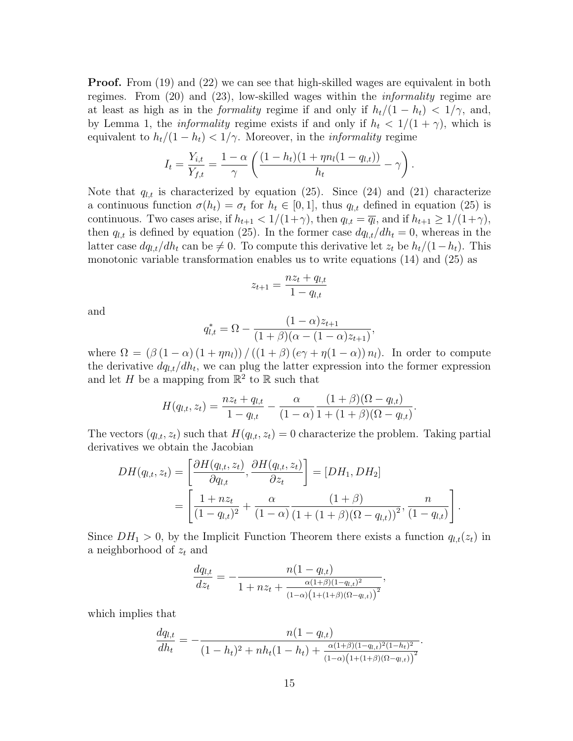**Proof.** From (19) and (22) we can see that high-skilled wages are equivalent in both regimes. From (20) and (23), low-skilled wages within the *informality* regime are at least as high as in the *formality* regime if and only if $h_t/(1-h_t) < 1/\gamma$, and, by Lemma 1, the *informality* regime exists if and only if $h_t < 1/(1+\gamma)$, which is equivalent to $h_t/(1-h_t) < 1/\gamma$. Moreover, in the *informality* regime

$$I_t = \frac{Y_{i,t}}{Y_{f,t}} = \frac{1-\alpha}{\gamma}\left(\frac{(1-h_t)(1+\eta n_l(1-q_{l,t}))}{h_t} - \gamma\right).$$

Note that $q_{l,t}$ is characterized by equation (25). Since (24) and (21) characterize a continuous function $\sigma(h_t) = \sigma_t$ for $h_t \in [0,1]$, thus $q_{l,t}$ defined in equation (25) is continuous. Two cases arise, if $h_{t+1} < 1/(1+\gamma)$, then $q_{l,t} = \overline{q_l}$, and if $h_{t+1} \geq 1/(1+\gamma)$, then $q_{l,t}$ is defined by equation (25). In the former case $dq_{l,t}/dh_t = 0$, whereas in the latter case $dq_{l,t}/dh_t$ can be $\neq 0$. To compute this derivative let $z_t$ be $h_t/(1-h_t)$. This monotonic variable transformation enables us to write equations (14) and (25) as

$$z_{t+1} = \frac{nz_t + q_{l,t}}{1-q_{l,t}}$$

and

$$q^*_{l,t} = \Omega - \frac{(1-\alpha)z_{t+1}}{(1+\beta)(\alpha-(1-\alpha)z_{t+1})},$$

where $\Omega = \left(\beta\left(1-\alpha\right)\left(1+\eta n_l\right)\right)/\left(\left(1+\beta\right)\left(e\gamma+\eta(1-\alpha)\right)n_l\right)$. In order to compute the derivative $dq_{l,t}/dh_t$, we can plug the latter expression into the former expression and let $H$ be a mapping from $\mathbb{R}^2$ to $\mathbb{R}$ such that

$$H(q_{l,t}, z_t) = \frac{nz_t + q_{l,t}}{1-q_{l,t}} - \frac{\alpha}{(1-\alpha)}\frac{(1+\beta)(\Omega-q_{l,t})}{1+(1+\beta)(\Omega-q_{l,t})}.$$

The vectors $(q_{l,t}, z_t)$ such that $H(q_{l,t}, z_t) = 0$ characterize the problem. Taking partial derivatives we obtain the Jacobian

$$\begin{aligned} DH(q_{l,t}, z_t) &= \left[\frac{\partial H(q_{l,t}, z_t)}{\partial q_{l,t}}, \frac{\partial H(q_{l,t}, z_t)}{\partial z_t}\right] = [DH_1, DH_2] \\ &= \left[\frac{1+nz_t}{(1-q_{l,t})^2} + \frac{\alpha}{(1-\alpha)}\frac{(1+\beta)}{(1+(1+\beta)(\Omega-q_{l,t}))^2}, \frac{n}{(1-q_{l,t})}\right]. \end{aligned}$$

Since $DH_1 > 0$, by the Implicit Function Theorem there exists a function $q_{l,t}(z_t)$ in a neighborhood of $z_t$ and

$$\frac{dq_{l,t}}{dz_t} = -\frac{n(1-q_{l,t})}{1+nz_t+\frac{\alpha(1+\beta)(1-q_{l,t})^2}{(1-\alpha)\left(1+(1+\beta)(\Omega-q_{l,t})\right)^2}},$$

which implies that

$$\frac{dq_{l,t}}{dh_t} = -\frac{n(1-q_{l,t})}{(1-h_t)^2+nh_t(1-h_t)+\frac{\alpha(1+\beta)(1-q_{l,t})^2(1-h_t)^2}{(1-\alpha)\left(1+(1+\beta)(\Omega-q_{l,t})\right)^2}}.$$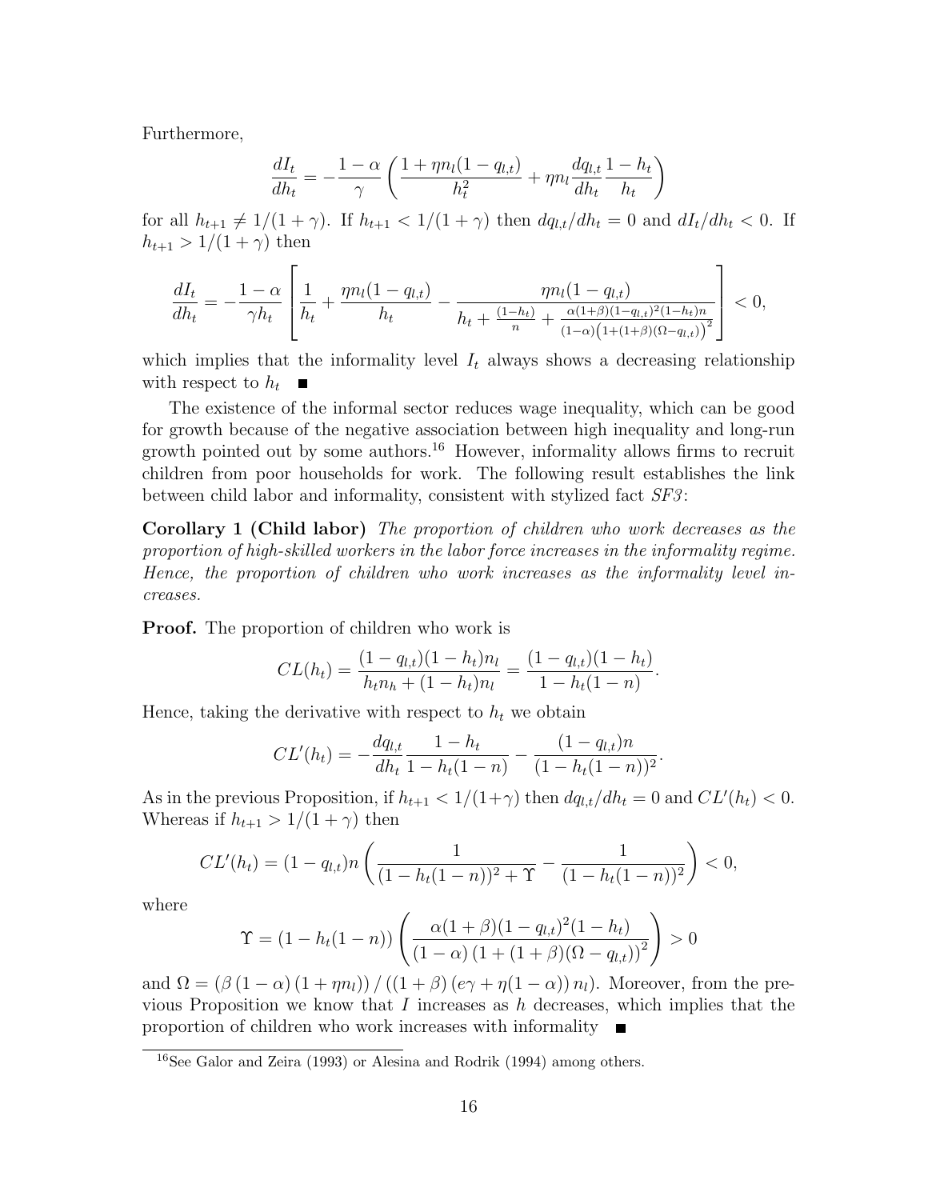Furthermore,

$$\frac{dI_t}{dh_t} = -\frac{1-\alpha}{\gamma}\left(\frac{1+\eta n_l(1-q_{l,t})}{h_t^2} + \eta n_l \frac{dq_{l,t}}{dh_t}\frac{1-h_t}{h_t}\right)$$

for all $h_{t+1} \neq 1/(1+\gamma)$. If $h_{t+1} < 1/(1+\gamma)$ then $dq_{l,t}/dh_t = 0$ and $dI_t/dh_t < 0$. If $h_{t+1} > 1/(1+\gamma)$ then

$$\frac{dI_t}{dh_t} = -\frac{1-\alpha}{\gamma h_t}\left[\frac{1}{h_t} + \frac{\eta n_l(1-q_{l,t})}{h_t} - \frac{\eta n_l(1-q_{l,t})}{h_t + \frac{(1-h_t)}{n} + \frac{\alpha(1+\beta)(1-q_{l,t})^2(1-h_t)n}{(1-\alpha)\left(1+(1+\beta)(\Omega-q_{l,t})\right)^2}}\right] < 0,$$

which implies that the informality level $I_t$ always shows a decreasing relationship with respect to $h_t$ ■

The existence of the informal sector reduces wage inequality, which can be good for growth because of the negative association between high inequality and long-run growth pointed out by some authors.[16] However, informality allows firms to recruit children from poor households for work. The following result establishes the link between child labor and informality, consistent with stylized fact *SF3*:

**Corollary 1 (Child labor)** *The proportion of children who work decreases as the proportion of high-skilled workers in the labor force increases in the informality regime. Hence, the proportion of children who work increases as the informality level increases.*

**Proof.** The proportion of children who work is

$$CL(h_t) = \frac{(1-q_{l,t})(1-h_t)n_l}{h_t n_h + (1-h_t)n_l} = \frac{(1-q_{l,t})(1-h_t)}{1-h_t(1-n)}.$$

Hence, taking the derivative with respect to $h_t$ we obtain

$$CL'(h_t) = -\frac{dq_{l,t}}{dh_t}\frac{1-h_t}{1-h_t(1-n)} - \frac{(1-q_{l,t})n}{(1-h_t(1-n))^2}.$$

As in the previous Proposition, if $h_{t+1} < 1/(1+\gamma)$ then $dq_{l,t}/dh_t = 0$ and $CL'(h_t) < 0$. Whereas if $h_{t+1} > 1/(1+\gamma)$ then

$$CL'(h_t) = (1-q_{l,t})n\left(\frac{1}{(1-h_t(1-n))^2 + \Upsilon} - \frac{1}{(1-h_t(1-n))^2}\right) < 0,$$

where

$$\Upsilon = (1-h_t(1-n))\left(\frac{\alpha(1+\beta)(1-q_{l,t})^2(1-h_t)}{(1-\alpha)\left(1+(1+\beta)(\Omega-q_{l,t})\right)^2}\right) > 0$$

and $\Omega = \left(\beta\left(1-\alpha\right)\left(1+\eta n_l\right)\right) / \left(\left(1+\beta\right)\left(e\gamma+\eta(1-\alpha)\right)n_l\right)$. Moreover, from the previous Proposition we know that $I$ increases as $h$ decreases, which implies that the proportion of children who work increases with informality ■

[16] See Galor and Zeira (1993) or Alesina and Rodrik (1994) among others.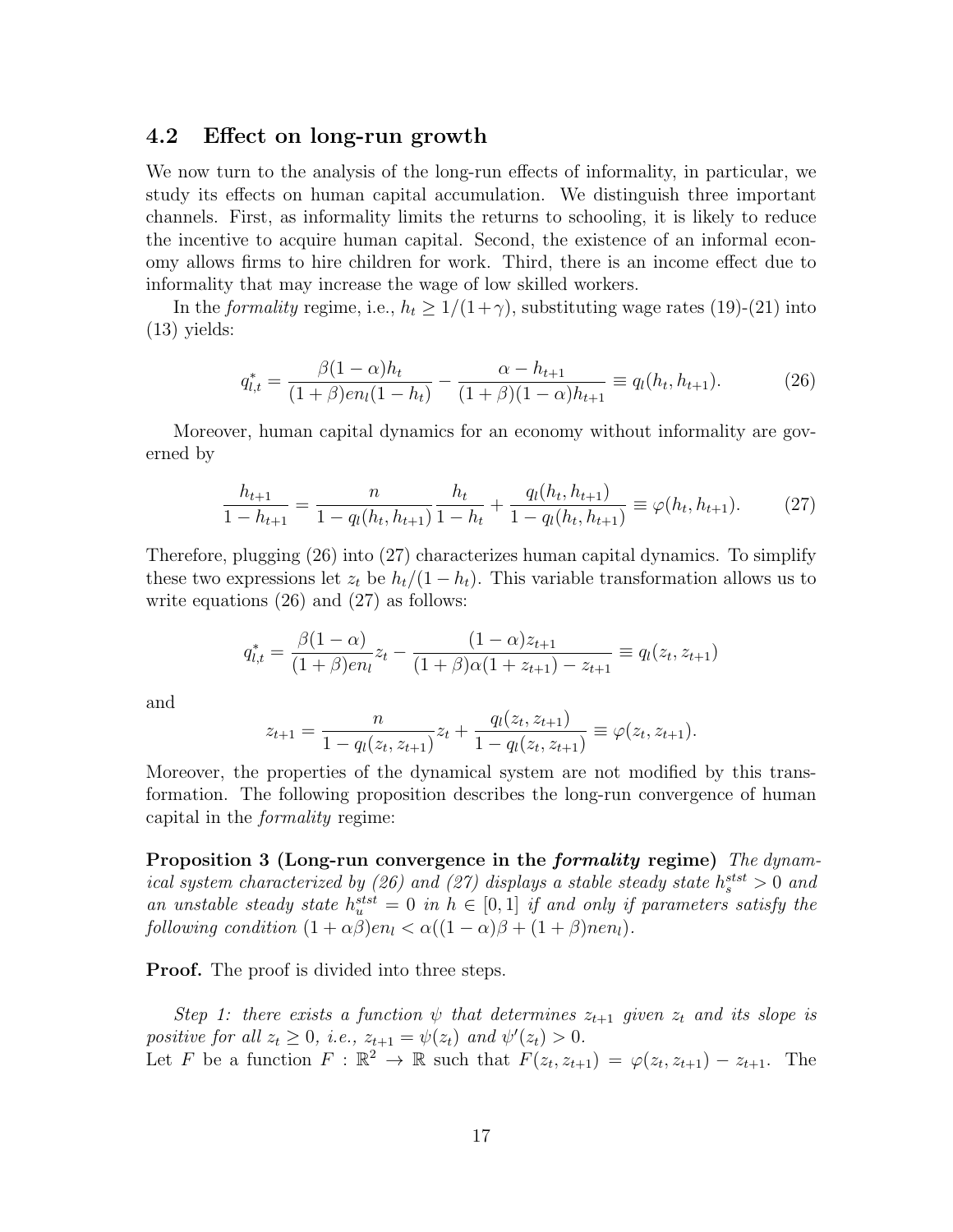## 4.2 Effect on long-run growth

We now turn to the analysis of the long-run effects of informality, in particular, we study its effects on human capital accumulation. We distinguish three important channels. First, as informality limits the returns to schooling, it is likely to reduce the incentive to acquire human capital. Second, the existence of an informal economy allows firms to hire children for work. Third, there is an income effect due to informality that may increase the wage of low skilled workers.

In the *formality* regime, i.e., $h_t \geq 1/(1+\gamma)$, substituting wage rates (19)-(21) into (13) yields:

$$q^*_{l,t} = \frac{\beta(1-\alpha)h_t}{(1+\beta)en_l(1-h_t)} - \frac{\alpha - h_{t+1}}{(1+\beta)(1-\alpha)h_{t+1}} \equiv q_l(h_t, h_{t+1}). \tag{26}$$

Moreover, human capital dynamics for an economy without informality are governed by

$$\frac{h_{t+1}}{1-h_{t+1}} = \frac{n}{1-q_l(h_t,h_{t+1})}\frac{h_t}{1-h_t} + \frac{q_l(h_t,h_{t+1})}{1-q_l(h_t,h_{t+1})} \equiv \varphi(h_t, h_{t+1}). \tag{27}$$

Therefore, plugging (26) into (27) characterizes human capital dynamics. To simplify these two expressions let $z_t$ be $h_t/(1-h_t)$. This variable transformation allows us to write equations (26) and (27) as follows:

$$q^*_{l,t} = \frac{\beta(1-\alpha)}{(1+\beta)en_l}z_t - \frac{(1-\alpha)z_{t+1}}{(1+\beta)\alpha(1+z_{t+1}) - z_{t+1}} \equiv q_l(z_t, z_{t+1})$$

and

$$z_{t+1} = \frac{n}{1-q_l(z_t,z_{t+1})}z_t + \frac{q_l(z_t,z_{t+1})}{1-q_l(z_t,z_{t+1})} \equiv \varphi(z_t, z_{t+1}).$$

Moreover, the properties of the dynamical system are not modified by this transformation. The following proposition describes the long-run convergence of human capital in the *formality* regime:

**Proposition 3 (Long-run convergence in the *formality* regime)** *The dynamical system characterized by (26) and (27) displays a stable steady state $h_s^{stst} > 0$ and an unstable steady state $h_u^{stst} = 0$ in $h \in [0,1]$ if and only if parameters satisfy the following condition $(1+\alpha\beta)en_l < \alpha((1-\alpha)\beta + (1+\beta)nen_l)$.*

**Proof.** The proof is divided into three steps.

*Step 1: there exists a function $\psi$ that determines $z_{t+1}$ given $z_t$ and its slope is positive for all $z_t \geq 0$, i.e., $z_{t+1} = \psi(z_t)$ and $\psi'(z_t) > 0$.*
Let $F$ be a function $F : \mathbb{R}^2 \to \mathbb{R}$ such that $F(z_t, z_{t+1}) = \varphi(z_t, z_{t+1}) - z_{t+1}$. The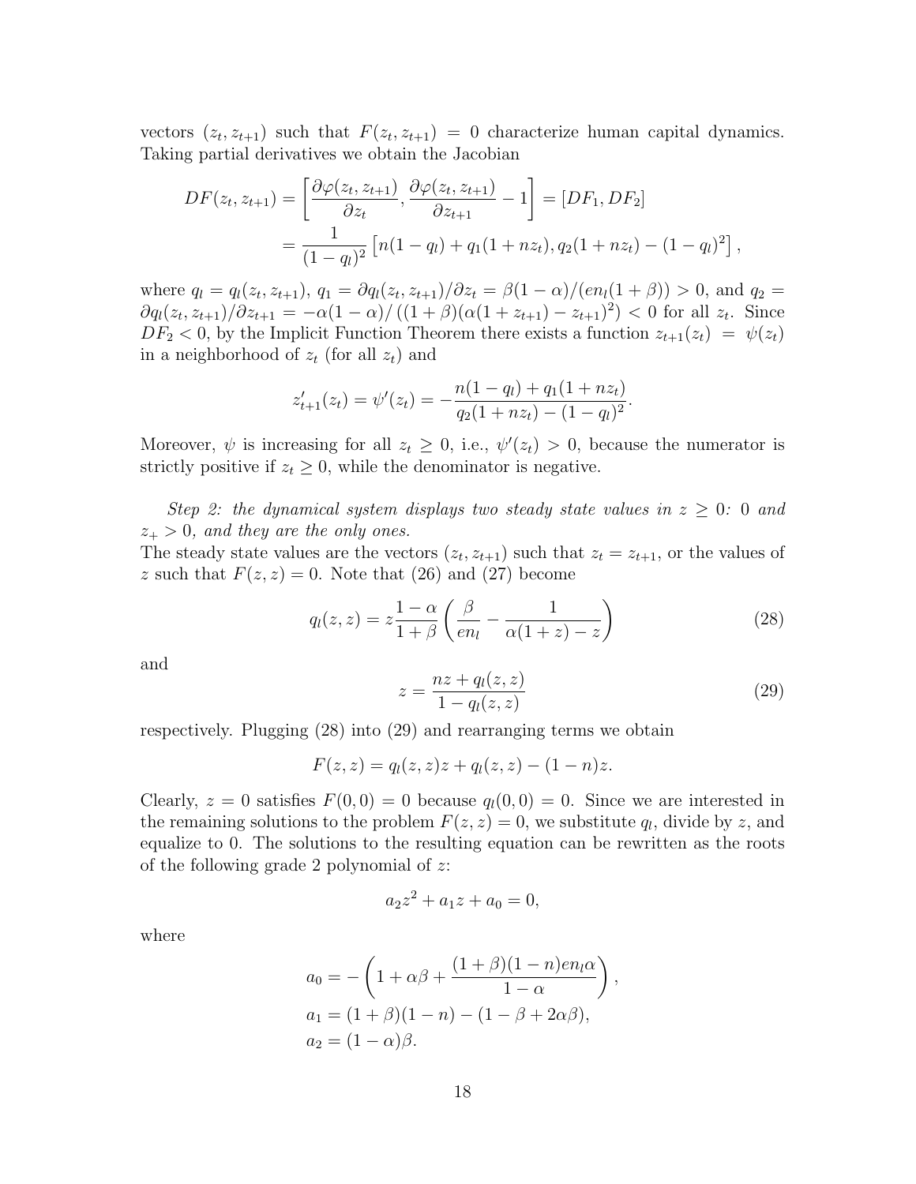vectors $(z_t, z_{t+1})$ such that $F(z_t, z_{t+1}) = 0$ characterize human capital dynamics. Taking partial derivatives we obtain the Jacobian

$$
\begin{aligned}
DF(z_t, z_{t+1}) &= \left[ \frac{\partial \varphi(z_t, z_{t+1})}{\partial z_t}, \frac{\partial \varphi(z_t, z_{t+1})}{\partial z_{t+1}} - 1 \right] = [DF_1, DF_2] \\
&= \frac{1}{(1-q_l)^2} \left[ n(1-q_l) + q_1(1+nz_t), q_2(1+nz_t) - (1-q_l)^2 \right],
\end{aligned}
$$

where $q_l = q_l(z_t, z_{t+1})$, $q_1 = \partial q_l(z_t, z_{t+1})/\partial z_t = \beta(1-\alpha)/(en_l(1+\beta)) > 0$, and $q_2 = \partial q_l(z_t, z_{t+1})/\partial z_{t+1} = -\alpha(1-\alpha)/\left((1+\beta)(\alpha(1+z_{t+1}) - z_{t+1})^2\right) < 0$ for all $z_t$. Since $DF_2 < 0$, by the Implicit Function Theorem there exists a function $z_{t+1}(z_t) = \psi(z_t)$ in a neighborhood of $z_t$ (for all $z_t$) and

$$
z'_{t+1}(z_t) = \psi'(z_t) = -\frac{n(1-q_l) + q_1(1+nz_t)}{q_2(1+nz_t) - (1-q_l)^2}.
$$

Moreover, $\psi$ is increasing for all $z_t \geq 0$, i.e., $\psi'(z_t) > 0$, because the numerator is strictly positive if $z_t \geq 0$, while the denominator is negative.

*Step 2: the dynamical system displays two steady state values in $z \geq 0$: 0 and $z_+ > 0$, and they are the only ones.*
The steady state values are the vectors $(z_t, z_{t+1})$ such that $z_t = z_{t+1}$, or the values of $z$ such that $F(z, z) = 0$. Note that (26) and (27) become

$$
q_l(z, z) = z \frac{1-\alpha}{1+\beta} \left( \frac{\beta}{en_l} - \frac{1}{\alpha(1+z) - z} \right) \tag{28}
$$

and

$$
z = \frac{nz + q_l(z, z)}{1 - q_l(z, z)} \tag{29}
$$

respectively. Plugging (28) into (29) and rearranging terms we obtain

$$
F(z, z) = q_l(z, z)z + q_l(z, z) - (1-n)z.
$$

Clearly, $z = 0$ satisfies $F(0, 0) = 0$ because $q_l(0, 0) = 0$. Since we are interested in the remaining solutions to the problem $F(z, z) = 0$, we substitute $q_l$, divide by $z$, and equalize to 0. The solutions to the resulting equation can be rewritten as the roots of the following grade 2 polynomial of $z$:

$$
a_2 z^2 + a_1 z + a_0 = 0,
$$

where

$$
\begin{aligned}
a_0 &= -\left( 1 + \alpha\beta + \frac{(1+\beta)(1-n)en_l\alpha}{1-\alpha} \right), \\
a_1 &= (1+\beta)(1-n) - (1 - \beta + 2\alpha\beta), \\
a_2 &= (1-\alpha)\beta.
\end{aligned}
$$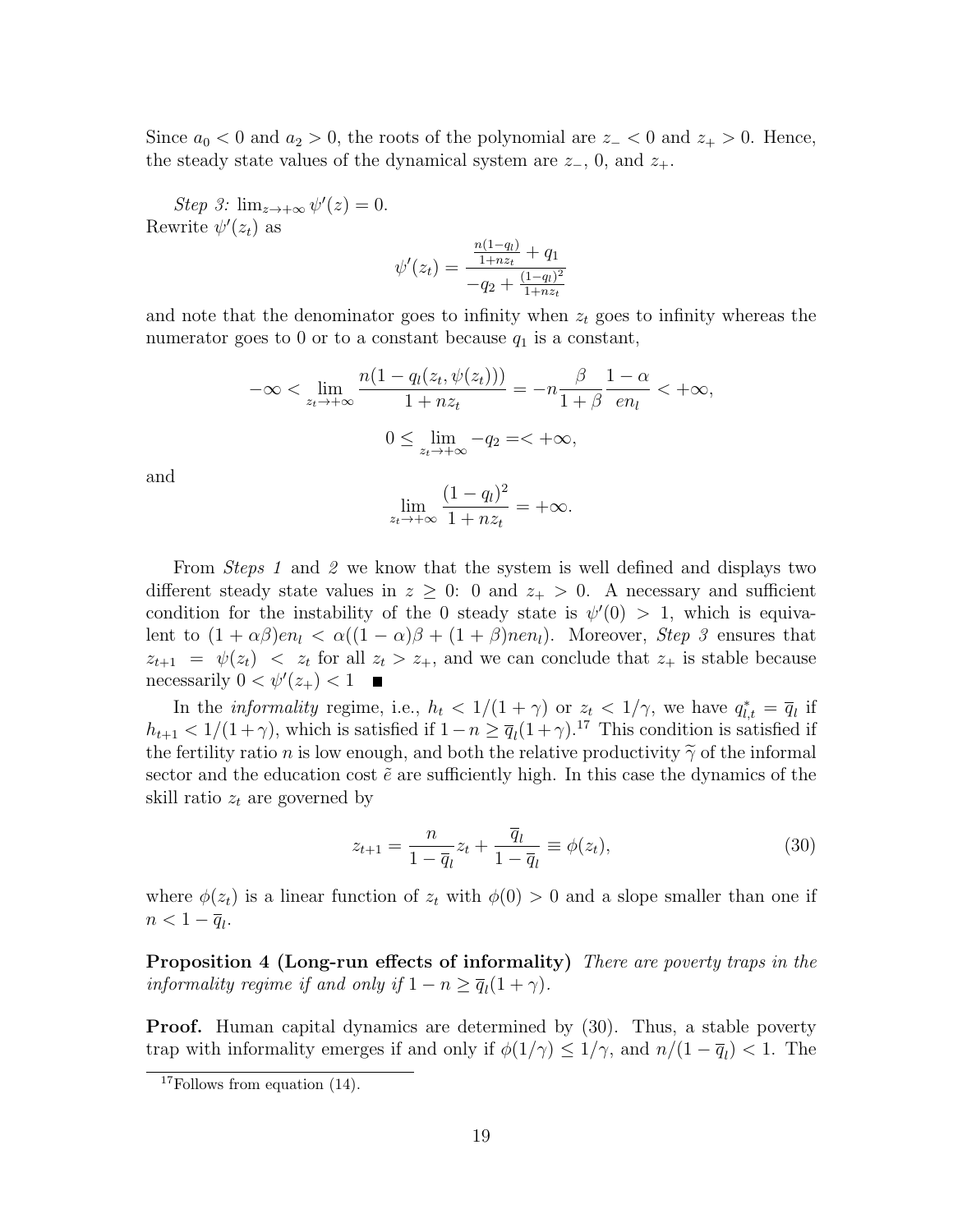Since $a_0 < 0$ and $a_2 > 0$, the roots of the polynomial are $z_- < 0$ and $z_+ > 0$. Hence, the steady state values of the dynamical system are $z_-$, 0, and $z_+$.

*Step 3:* $\lim_{z \to +\infty} \psi'(z) = 0$.
Rewrite $\psi'(z_t)$ as

$$\psi'(z_t) = \frac{\frac{n(1-q_l)}{1+nz_t} + q_1}{-q_2 + \frac{(1-q_l)^2}{1+nz_t}}$$

and note that the denominator goes to infinity when $z_t$ goes to infinity whereas the numerator goes to 0 or to a constant because $q_1$ is a constant,

$$-\infty < \lim_{z_t \to +\infty} \frac{n(1-q_l(z_t, \psi(z_t)))}{1+nz_t} = -n\frac{\beta}{1+\beta}\frac{1-\alpha}{en_l} < +\infty,$$

$$0 \leq \lim_{z_t \to +\infty} -q_2 =< +\infty,$$

and

$$\lim_{z_t \to +\infty} \frac{(1-q_l)^2}{1+nz_t} = +\infty.$$

From *Steps 1* and *2* we know that the system is well defined and displays two different steady state values in $z \geq 0$: 0 and $z_+ > 0$. A necessary and sufficient condition for the instability of the 0 steady state is $\psi'(0) > 1$, which is equivalent to $(1 + \alpha\beta)en_l < \alpha((1-\alpha)\beta + (1+\beta)nen_l)$. Moreover, *Step 3* ensures that $z_{t+1} = \psi(z_t) < z_t$ for all $z_t > z_+$, and we can conclude that $z_+$ is stable because necessarily $0 < \psi'(z_+) < 1$ ■

In the *informality* regime, i.e., $h_t < 1/(1+\gamma)$ or $z_t < 1/\gamma$, we have $q^*_{l,t} = \overline{q}_l$ if $h_{t+1} < 1/(1+\gamma)$, which is satisfied if $1 - n \geq \overline{q}_l(1+\gamma)$.[17] This condition is satisfied if the fertility ratio $n$ is low enough, and both the relative productivity $\widetilde{\gamma}$ of the informal sector and the education cost $\tilde{e}$ are sufficiently high. In this case the dynamics of the skill ratio $z_t$ are governed by

$$z_{t+1} = \frac{n}{1-\overline{q}_l}z_t + \frac{\overline{q}_l}{1-\overline{q}_l} \equiv \phi(z_t), \tag{30}$$

where $\phi(z_t)$ is a linear function of $z_t$ with $\phi(0) > 0$ and a slope smaller than one if $n < 1 - \overline{q}_l$.

**Proposition 4 (Long-run effects of informality)** *There are poverty traps in the informality regime if and only if* $1 - n \geq \overline{q}_l(1+\gamma)$.

**Proof.** Human capital dynamics are determined by (30). Thus, a stable poverty trap with informality emerges if and only if $\phi(1/\gamma) \leq 1/\gamma$, and $n/(1-\overline{q}_l) < 1$. The

[17] Follows from equation (14).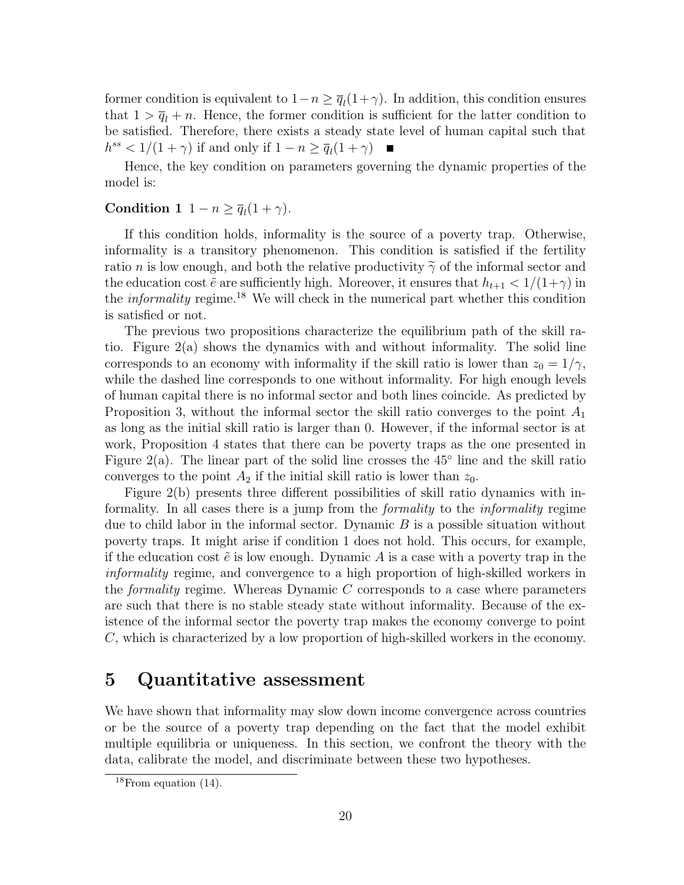former condition is equivalent to $1-n \geq \overline{q}_l(1+\gamma)$. In addition, this condition ensures that $1 > \overline{q}_l + n$. Hence, the former condition is sufficient for the latter condition to be satisfied. Therefore, there exists a steady state level of human capital such that $h^{ss} < 1/(1+\gamma)$ if and only if $1-n \geq \overline{q}_l(1+\gamma)$ ■

Hence, the key condition on parameters governing the dynamic properties of the model is:

**Condition 1** $1-n \geq \overline{q}_l(1+\gamma)$.

If this condition holds, informality is the source of a poverty trap. Otherwise, informality is a transitory phenomenon. This condition is satisfied if the fertility ratio $n$ is low enough, and both the relative productivity $\widetilde{\gamma}$ of the informal sector and the education cost $\tilde{e}$ are sufficiently high. Moreover, it ensures that $h_{t+1} < 1/(1+\gamma)$ in the *informality* regime.[18] We will check in the numerical part whether this condition is satisfied or not.

The previous two propositions characterize the equilibrium path of the skill ratio. Figure 2(a) shows the dynamics with and without informality. The solid line corresponds to an economy with informality if the skill ratio is lower than $z_0 = 1/\gamma$, while the dashed line corresponds to one without informality. For high enough levels of human capital there is no informal sector and both lines coincide. As predicted by Proposition 3, without the informal sector the skill ratio converges to the point $A_1$ as long as the initial skill ratio is larger than 0. However, if the informal sector is at work, Proposition 4 states that there can be poverty traps as the one presented in Figure 2(a). The linear part of the solid line crosses the 45° line and the skill ratio converges to the point $A_2$ if the initial skill ratio is lower than $z_0$.

Figure 2(b) presents three different possibilities of skill ratio dynamics with informality. In all cases there is a jump from the *formality* to the *informality* regime due to child labor in the informal sector. Dynamic $B$ is a possible situation without poverty traps. It might arise if condition 1 does not hold. This occurs, for example, if the education cost $\tilde{e}$ is low enough. Dynamic $A$ is a case with a poverty trap in the *informality* regime, and convergence to a high proportion of high-skilled workers in the *formality* regime. Whereas Dynamic $C$ corresponds to a case where parameters are such that there is no stable steady state without informality. Because of the existence of the informal sector the poverty trap makes the economy converge to point $C$, which is characterized by a low proportion of high-skilled workers in the economy.

# 5 Quantitative assessment

We have shown that informality may slow down income convergence across countries or be the source of a poverty trap depending on the fact that the model exhibit multiple equilibria or uniqueness. In this section, we confront the theory with the data, calibrate the model, and discriminate between these two hypotheses.

[18] From equation (14).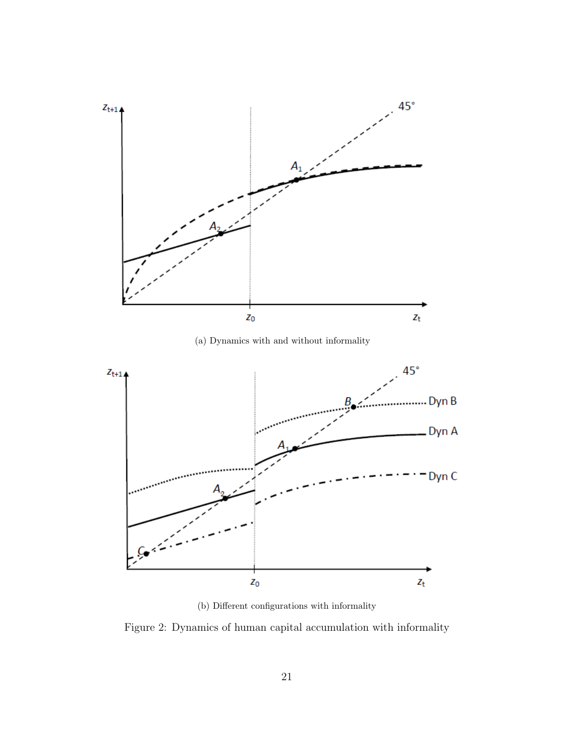(a) Dynamics with and without informality

(b) Different configurations with informality

Figure 2: Dynamics of human capital accumulation with informality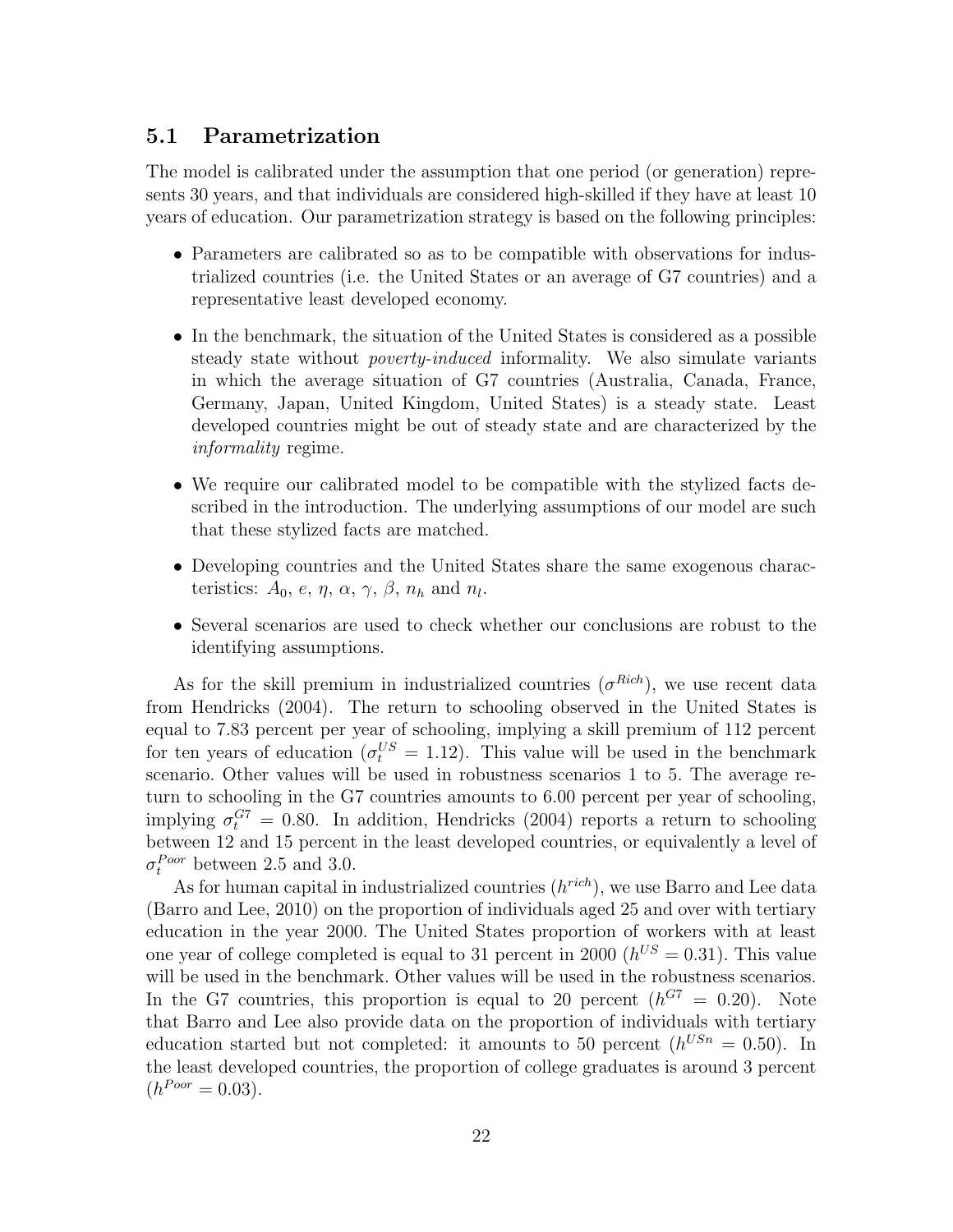## 5.1 Parametrization

The model is calibrated under the assumption that one period (or generation) represents 30 years, and that individuals are considered high-skilled if they have at least 10 years of education. Our parametrization strategy is based on the following principles:

- Parameters are calibrated so as to be compatible with observations for industrialized countries (i.e. the United States or an average of G7 countries) and a representative least developed economy.
- In the benchmark, the situation of the United States is considered as a possible steady state without *poverty-induced* informality. We also simulate variants in which the average situation of G7 countries (Australia, Canada, France, Germany, Japan, United Kingdom, United States) is a steady state. Least developed countries might be out of steady state and are characterized by the *informality* regime.
- We require our calibrated model to be compatible with the stylized facts described in the introduction. The underlying assumptions of our model are such that these stylized facts are matched.
- Developing countries and the United States share the same exogenous characteristics: $A_0$, $e$, $\eta$, $\alpha$, $\gamma$, $\beta$, $n_h$ and $n_l$.
- Several scenarios are used to check whether our conclusions are robust to the identifying assumptions.

As for the skill premium in industrialized countries ($\sigma^{Rich}$), we use recent data from Hendricks (2004). The return to schooling observed in the United States is equal to 7.83 percent per year of schooling, implying a skill premium of 112 percent for ten years of education ($\sigma_t^{US} = 1.12$). This value will be used in the benchmark scenario. Other values will be used in robustness scenarios 1 to 5. The average return to schooling in the G7 countries amounts to 6.00 percent per year of schooling, implying $\sigma_t^{G7} = 0.80$. In addition, Hendricks (2004) reports a return to schooling between 12 and 15 percent in the least developed countries, or equivalently a level of $\sigma_t^{Poor}$ between 2.5 and 3.0.

As for human capital in industrialized countries ($h^{rich}$), we use Barro and Lee data (Barro and Lee, 2010) on the proportion of individuals aged 25 and over with tertiary education in the year 2000. The United States proportion of workers with at least one year of college completed is equal to 31 percent in 2000 ($h^{US} = 0.31$). This value will be used in the benchmark. Other values will be used in the robustness scenarios. In the G7 countries, this proportion is equal to 20 percent ($h^{G7} = 0.20$). Note that Barro and Lee also provide data on the proportion of individuals with tertiary education started but not completed: it amounts to 50 percent ($h^{USn} = 0.50$). In the least developed countries, the proportion of college graduates is around 3 percent ($h^{Poor} = 0.03$).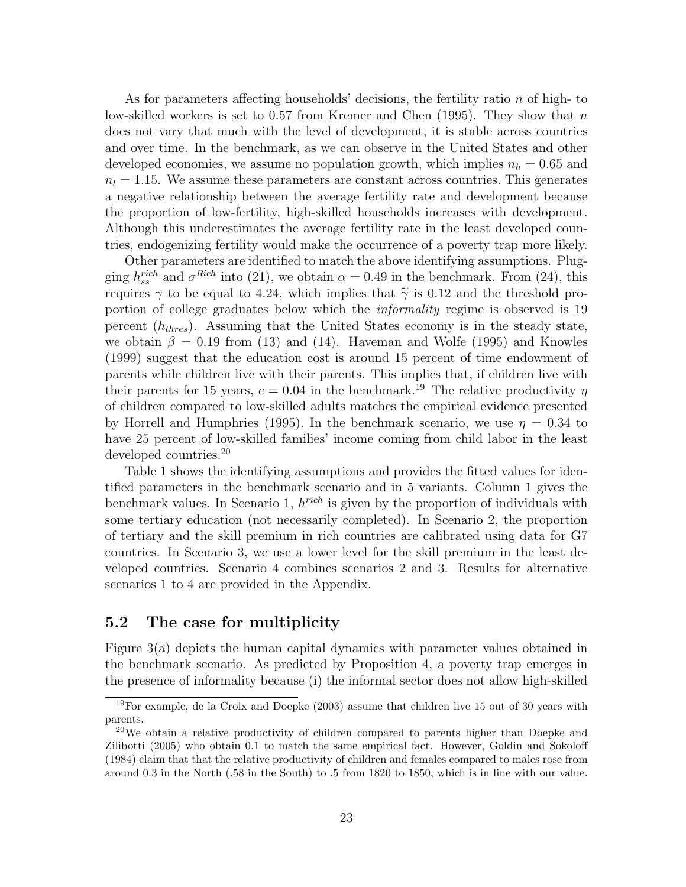As for parameters affecting households' decisions, the fertility ratio $n$ of high- to low-skilled workers is set to 0.57 from Kremer and Chen (1995). They show that $n$ does not vary that much with the level of development, it is stable across countries and over time. In the benchmark, as we can observe in the United States and other developed economies, we assume no population growth, which implies $n_h = 0.65$ and $n_l = 1.15$. We assume these parameters are constant across countries. This generates a negative relationship between the average fertility rate and development because the proportion of low-fertility, high-skilled households increases with development. Although this underestimates the average fertility rate in the least developed countries, endogenizing fertility would make the occurrence of a poverty trap more likely.

Other parameters are identified to match the above identifying assumptions. Plugging $h_{ss}^{rich}$ and $\sigma^{Rich}$ into (21), we obtain $\alpha = 0.49$ in the benchmark. From (24), this requires $\gamma$ to be equal to 4.24, which implies that $\widetilde{\gamma}$ is 0.12 and the threshold proportion of college graduates below which the *informality* regime is observed is 19 percent ($h_{thres}$). Assuming that the United States economy is in the steady state, we obtain $\beta = 0.19$ from (13) and (14). Haveman and Wolfe (1995) and Knowles (1999) suggest that the education cost is around 15 percent of time endowment of parents while children live with their parents. This implies that, if children live with their parents for 15 years, $e = 0.04$ in the benchmark.[19] The relative productivity $\eta$ of children compared to low-skilled adults matches the empirical evidence presented by Horrell and Humphries (1995). In the benchmark scenario, we use $\eta = 0.34$ to have 25 percent of low-skilled families' income coming from child labor in the least developed countries.[20]

Table 1 shows the identifying assumptions and provides the fitted values for identified parameters in the benchmark scenario and in 5 variants. Column 1 gives the benchmark values. In Scenario 1, $h^{rich}$ is given by the proportion of individuals with some tertiary education (not necessarily completed). In Scenario 2, the proportion of tertiary and the skill premium in rich countries are calibrated using data for G7 countries. In Scenario 3, we use a lower level for the skill premium in the least developed countries. Scenario 4 combines scenarios 2 and 3. Results for alternative scenarios 1 to 4 are provided in the Appendix.

## 5.2 The case for multiplicity

Figure 3(a) depicts the human capital dynamics with parameter values obtained in the benchmark scenario. As predicted by Proposition 4, a poverty trap emerges in the presence of informality because (i) the informal sector does not allow high-skilled

[19] For example, de la Croix and Doepke (2003) assume that children live 15 out of 30 years with parents.

[20] We obtain a relative productivity of children compared to parents higher than Doepke and Zilibotti (2005) who obtain 0.1 to match the same empirical fact. However, Goldin and Sokoloff (1984) claim that that the relative productivity of children and females compared to males rose from around 0.3 in the North (.58 in the South) to .5 from 1820 to 1850, which is in line with our value.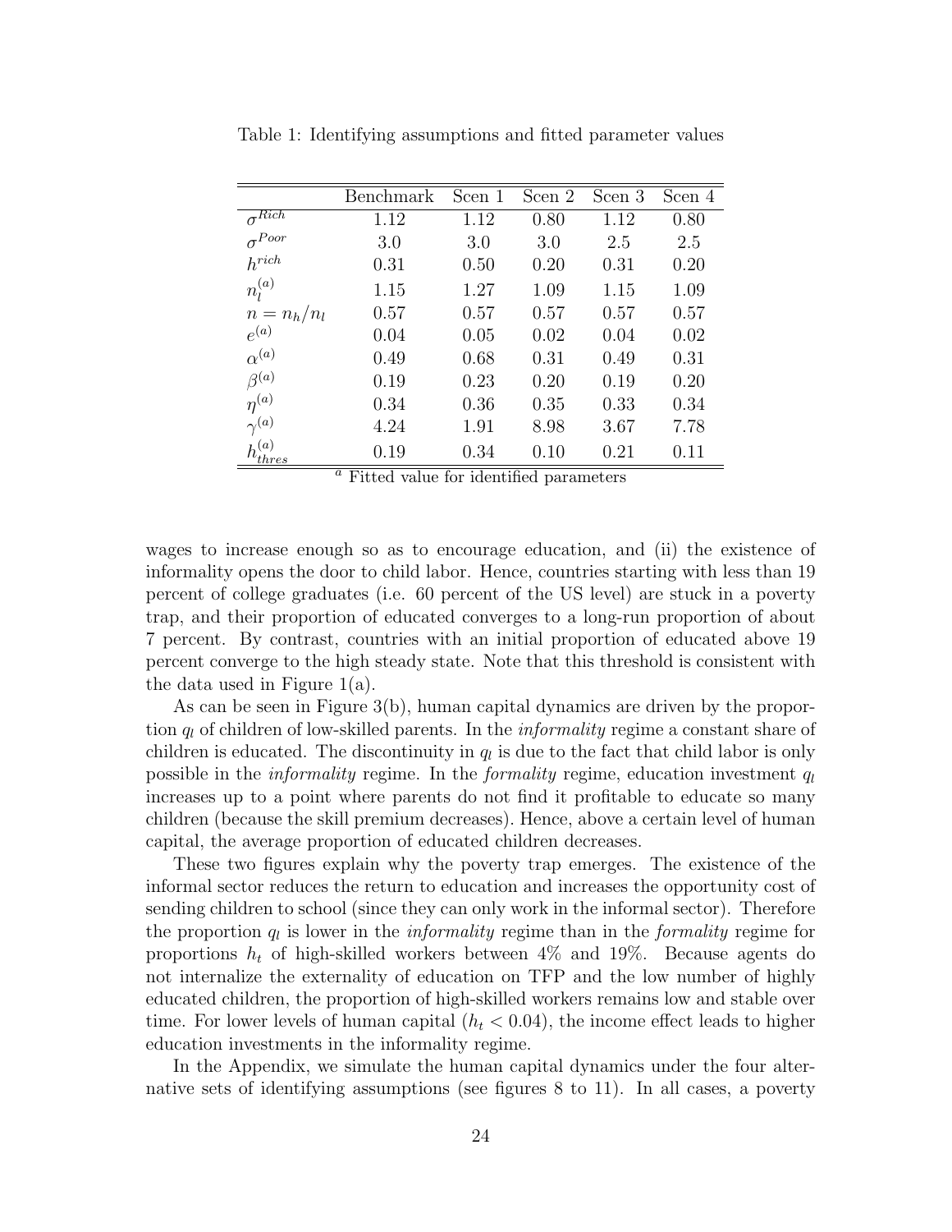Table 1: Identifying assumptions and fitted parameter values

| | Benchmark | Scen 1 | Scen 2 | Scen 3 | Scen 4 |
|---|---|---|---|---|---|
| $\sigma^{Rich}$ | 1.12 | 1.12 | 0.80 | 1.12 | 0.80 |
| $\sigma^{Poor}$ | 3.0 | 3.0 | 3.0 | 2.5 | 2.5 |
| $h^{rich}$ | 0.31 | 0.50 | 0.20 | 0.31 | 0.20 |
| $n_l^{(a)}$ | 1.15 | 1.27 | 1.09 | 1.15 | 1.09 |
| $n = n_h/n_l$ | 0.57 | 0.57 | 0.57 | 0.57 | 0.57 |
| $e^{(a)}$ | 0.04 | 0.05 | 0.02 | 0.04 | 0.02 |
| $\alpha^{(a)}$ | 0.49 | 0.68 | 0.31 | 0.49 | 0.31 |
| $\beta^{(a)}$ | 0.19 | 0.23 | 0.20 | 0.19 | 0.20 |
| $\eta^{(a)}$ | 0.34 | 0.36 | 0.35 | 0.33 | 0.34 |
| $\gamma^{(a)}$ | 4.24 | 1.91 | 8.98 | 3.67 | 7.78 |
| $h_{thres}^{(a)}$ | 0.19 | 0.34 | 0.10 | 0.21 | 0.11 |

[a] Fitted value for identified parameters

wages to increase enough so as to encourage education, and (ii) the existence of informality opens the door to child labor. Hence, countries starting with less than 19 percent of college graduates (i.e. 60 percent of the US level) are stuck in a poverty trap, and their proportion of educated converges to a long-run proportion of about 7 percent. By contrast, countries with an initial proportion of educated above 19 percent converge to the high steady state. Note that this threshold is consistent with the data used in Figure 1(a).

As can be seen in Figure 3(b), human capital dynamics are driven by the proportion $q_l$ of children of low-skilled parents. In the *informality* regime a constant share of children is educated. The discontinuity in $q_l$ is due to the fact that child labor is only possible in the *informality* regime. In the *formality* regime, education investment $q_l$ increases up to a point where parents do not find it profitable to educate so many children (because the skill premium decreases). Hence, above a certain level of human capital, the average proportion of educated children decreases.

These two figures explain why the poverty trap emerges. The existence of the informal sector reduces the return to education and increases the opportunity cost of sending children to school (since they can only work in the informal sector). Therefore the proportion $q_l$ is lower in the *informality* regime than in the *formality* regime for proportions $h_t$ of high-skilled workers between 4% and 19%. Because agents do not internalize the externality of education on TFP and the low number of highly educated children, the proportion of high-skilled workers remains low and stable over time. For lower levels of human capital ($h_t < 0.04$), the income effect leads to higher education investments in the informality regime.

In the Appendix, we simulate the human capital dynamics under the four alternative sets of identifying assumptions (see figures 8 to 11). In all cases, a poverty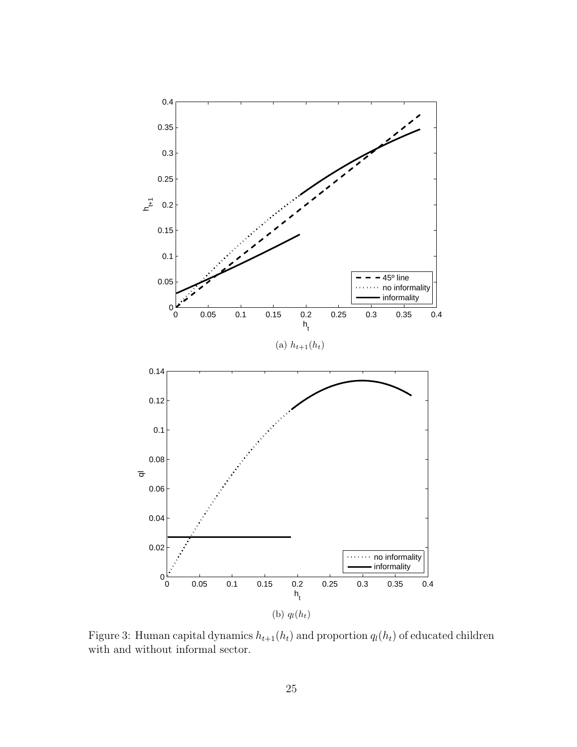(a) $h_{t+1}(h_t)$

(b) $q_l(h_t)$

Figure 3: Human capital dynamics $h_{t+1}(h_t)$ and proportion $q_l(h_t)$ of educated children with and without informal sector.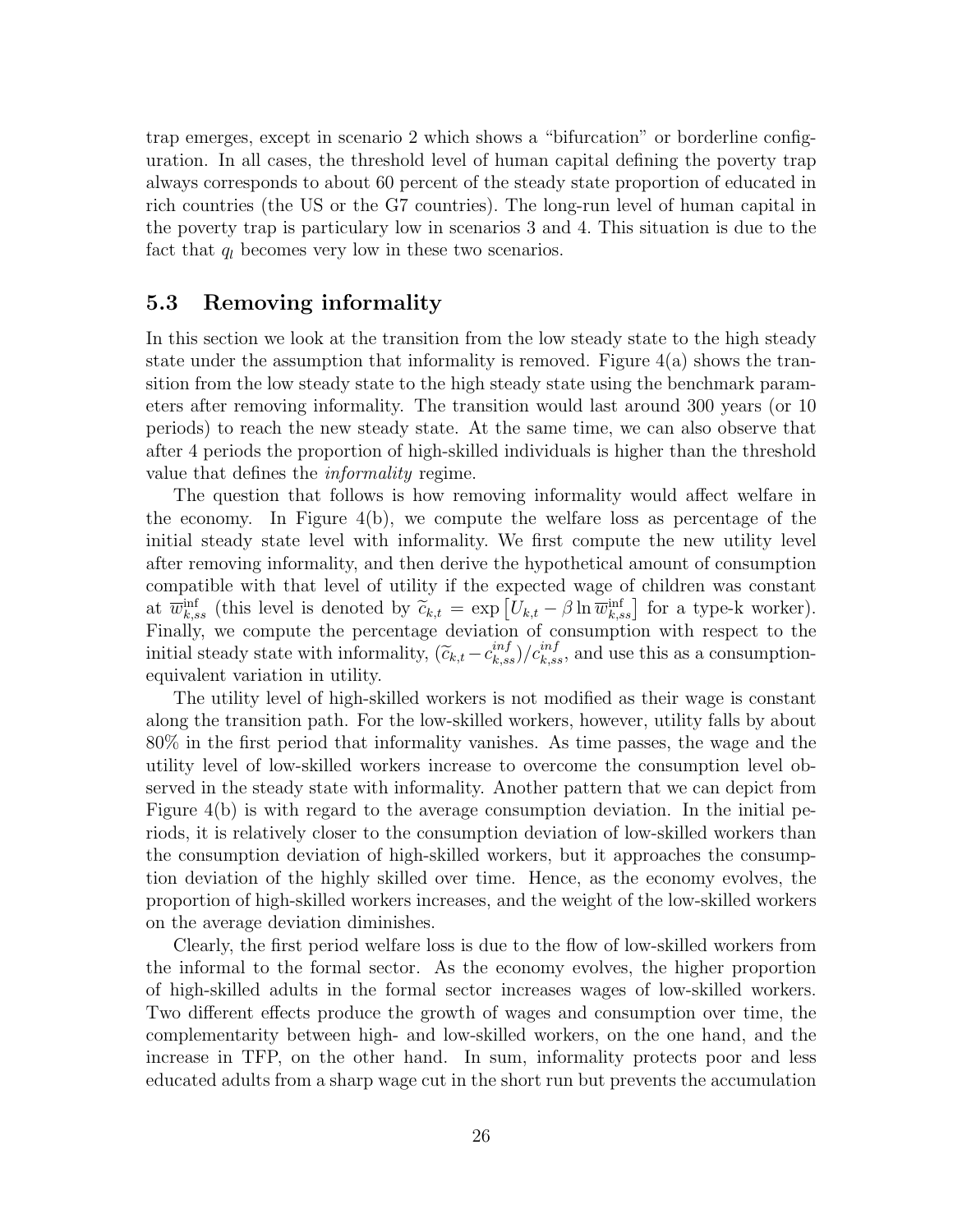trap emerges, except in scenario 2 which shows a "bifurcation" or borderline configuration. In all cases, the threshold level of human capital defining the poverty trap always corresponds to about 60 percent of the steady state proportion of educated in rich countries (the US or the G7 countries). The long-run level of human capital in the poverty trap is particulary low in scenarios 3 and 4. This situation is due to the fact that $q_l$ becomes very low in these two scenarios.

## 5.3 Removing informality

In this section we look at the transition from the low steady state to the high steady state under the assumption that informality is removed. Figure 4(a) shows the transition from the low steady state to the high steady state using the benchmark parameters after removing informality. The transition would last around 300 years (or 10 periods) to reach the new steady state. At the same time, we can also observe that after 4 periods the proportion of high-skilled individuals is higher than the threshold value that defines the *informality* regime.

The question that follows is how removing informality would affect welfare in the economy. In Figure 4(b), we compute the welfare loss as percentage of the initial steady state level with informality. We first compute the new utility level after removing informality, and then derive the hypothetical amount of consumption compatible with that level of utility if the expected wage of children was constant at $\overline{w}^{\text{inf}}_{k,ss}$ (this level is denoted by $\widetilde{c}_{k,t} = \exp\left[U_{k,t} - \beta \ln \overline{w}^{\text{inf}}_{k,ss}\right]$ for a type-k worker). Finally, we compute the percentage deviation of consumption with respect to the initial steady state with informality, $(\widetilde{c}_{k,t} - c^{inf}_{k,ss})/c^{inf}_{k,ss}$, and use this as a consumption-equivalent variation in utility.

The utility level of high-skilled workers is not modified as their wage is constant along the transition path. For the low-skilled workers, however, utility falls by about 80% in the first period that informality vanishes. As time passes, the wage and the utility level of low-skilled workers increase to overcome the consumption level observed in the steady state with informality. Another pattern that we can depict from Figure 4(b) is with regard to the average consumption deviation. In the initial periods, it is relatively closer to the consumption deviation of low-skilled workers than the consumption deviation of high-skilled workers, but it approaches the consumption deviation of the highly skilled over time. Hence, as the economy evolves, the proportion of high-skilled workers increases, and the weight of the low-skilled workers on the average deviation diminishes.

Clearly, the first period welfare loss is due to the flow of low-skilled workers from the informal to the formal sector. As the economy evolves, the higher proportion of high-skilled adults in the formal sector increases wages of low-skilled workers. Two different effects produce the growth of wages and consumption over time, the complementarity between high- and low-skilled workers, on the one hand, and the increase in TFP, on the other hand. In sum, informality protects poor and less educated adults from a sharp wage cut in the short run but prevents the accumulation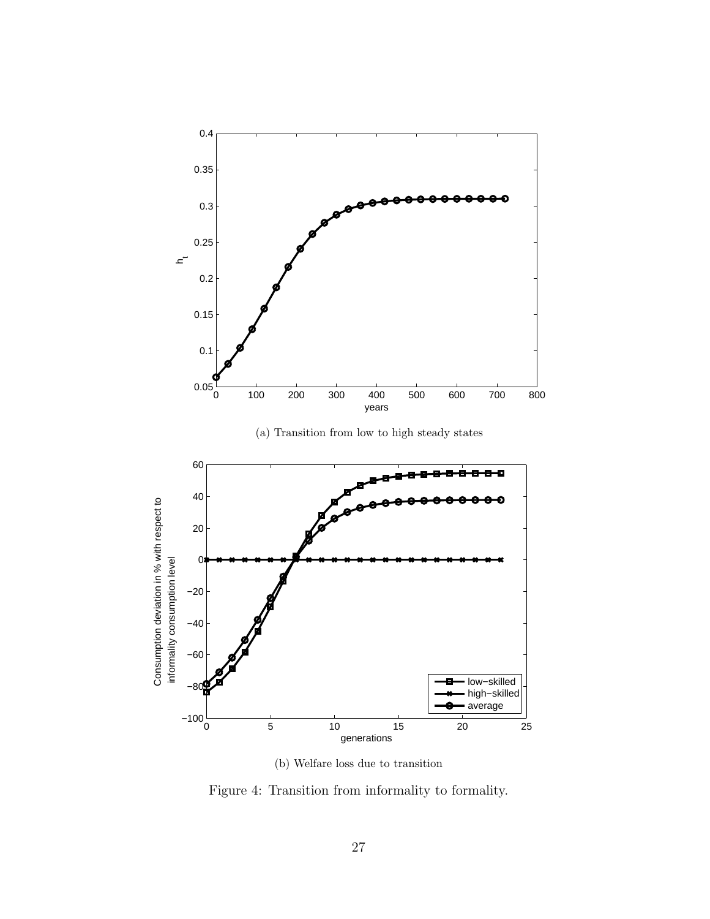(a) Transition from low to high steady states

(b) Welfare loss due to transition

Figure 4: Transition from informality to formality.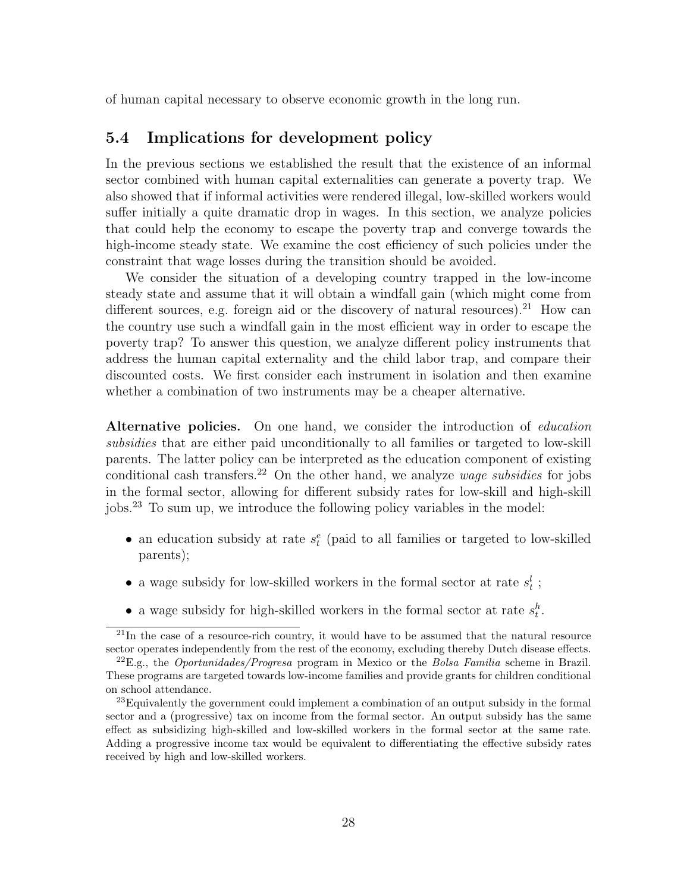of human capital necessary to observe economic growth in the long run.

## 5.4 Implications for development policy

In the previous sections we established the result that the existence of an informal sector combined with human capital externalities can generate a poverty trap. We also showed that if informal activities were rendered illegal, low-skilled workers would suffer initially a quite dramatic drop in wages. In this section, we analyze policies that could help the economy to escape the poverty trap and converge towards the high-income steady state. We examine the cost efficiency of such policies under the constraint that wage losses during the transition should be avoided.

We consider the situation of a developing country trapped in the low-income steady state and assume that it will obtain a windfall gain (which might come from different sources, e.g. foreign aid or the discovery of natural resources).[21] How can the country use such a windfall gain in the most efficient way in order to escape the poverty trap? To answer this question, we analyze different policy instruments that address the human capital externality and the child labor trap, and compare their discounted costs. We first consider each instrument in isolation and then examine whether a combination of two instruments may be a cheaper alternative.

**Alternative policies.** On one hand, we consider the introduction of *education subsidies* that are either paid unconditionally to all families or targeted to low-skill parents. The latter policy can be interpreted as the education component of existing conditional cash transfers.[22] On the other hand, we analyze *wage subsidies* for jobs in the formal sector, allowing for different subsidy rates for low-skill and high-skill jobs.[23] To sum up, we introduce the following policy variables in the model:

- an education subsidy at rate $s_t^e$ (paid to all families or targeted to low-skilled parents);
- a wage subsidy for low-skilled workers in the formal sector at rate $s_t^l$ ;
- a wage subsidy for high-skilled workers in the formal sector at rate $s_t^h$.

[21] In the case of a resource-rich country, it would have to be assumed that the natural resource sector operates independently from the rest of the economy, excluding thereby Dutch disease effects.

[22] E.g., the *Oportunidades/Progresa* program in Mexico or the *Bolsa Familia* scheme in Brazil. These programs are targeted towards low-income families and provide grants for children conditional on school attendance.

[23] Equivalently the government could implement a combination of an output subsidy in the formal sector and a (progressive) tax on income from the formal sector. An output subsidy has the same effect as subsidizing high-skilled and low-skilled workers in the formal sector at the same rate. Adding a progressive income tax would be equivalent to differentiating the effective subsidy rates received by high and low-skilled workers.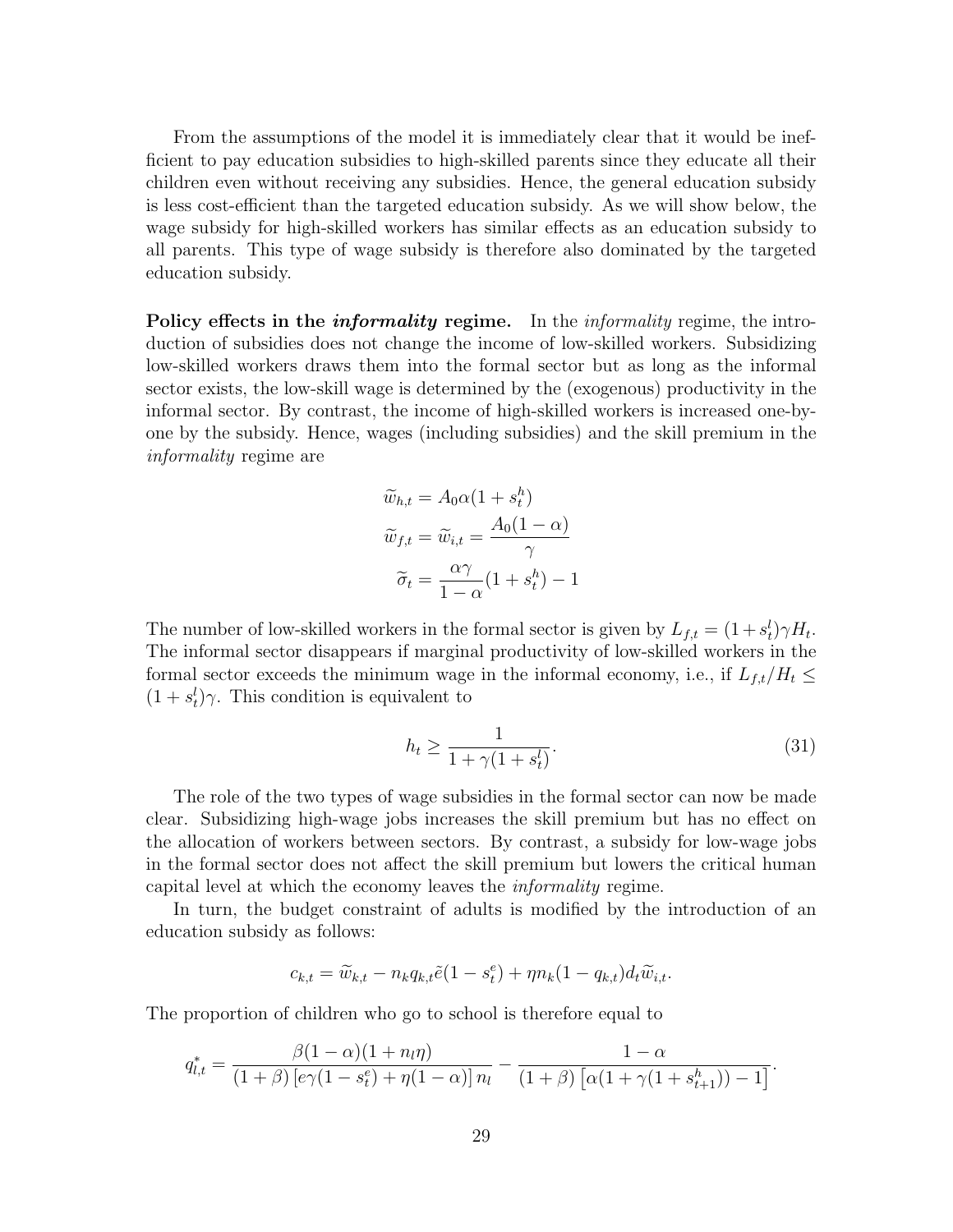From the assumptions of the model it is immediately clear that it would be inefficient to pay education subsidies to high-skilled parents since they educate all their children even without receiving any subsidies. Hence, the general education subsidy is less cost-efficient than the targeted education subsidy. As we will show below, the wage subsidy for high-skilled workers has similar effects as an education subsidy to all parents. This type of wage subsidy is therefore also dominated by the targeted education subsidy.

**Policy effects in the *informality* regime.** In the *informality* regime, the introduction of subsidies does not change the income of low-skilled workers. Subsidizing low-skilled workers draws them into the formal sector but as long as the informal sector exists, the low-skill wage is determined by the (exogenous) productivity in the informal sector. By contrast, the income of high-skilled workers is increased one-by-one by the subsidy. Hence, wages (including subsidies) and the skill premium in the *informality* regime are

$$
\begin{aligned}
\widetilde{w}_{h,t} &= A_0\alpha(1+s_t^h) \\
\widetilde{w}_{f,t} = \widetilde{w}_{i,t} &= \frac{A_0(1-\alpha)}{\gamma} \\
\widetilde{\sigma}_t &= \frac{\alpha\gamma}{1-\alpha}(1+s_t^h) - 1
\end{aligned}
$$

The number of low-skilled workers in the formal sector is given by $L_{f,t} = (1+s_t^l)\gamma H_t$. The informal sector disappears if marginal productivity of low-skilled workers in the formal sector exceeds the minimum wage in the informal economy, i.e., if $L_{f,t}/H_t \leq (1+s_t^l)\gamma$. This condition is equivalent to

$$
h_t \geq \frac{1}{1+\gamma(1+s_t^l)}. \tag{31}
$$

The role of the two types of wage subsidies in the formal sector can now be made clear. Subsidizing high-wage jobs increases the skill premium but has no effect on the allocation of workers between sectors. By contrast, a subsidy for low-wage jobs in the formal sector does not affect the skill premium but lowers the critical human capital level at which the economy leaves the *informality* regime.

In turn, the budget constraint of adults is modified by the introduction of an education subsidy as follows:

$$
c_{k,t} = \widetilde{w}_{k,t} - n_k q_{k,t}\tilde{e}(1-s_t^e) + \eta n_k(1-q_{k,t})d_t\widetilde{w}_{i,t}.
$$

The proportion of children who go to school is therefore equal to

$$
q_{l,t}^* = \frac{\beta(1-\alpha)(1+n_l\eta)}{(1+\beta)\left[e\gamma(1-s_t^e)+\eta(1-\alpha)\right]n_l} - \frac{1-\alpha}{(1+\beta)\left[\alpha(1+\gamma(1+s_{t+1}^h))-1\right]}.
$$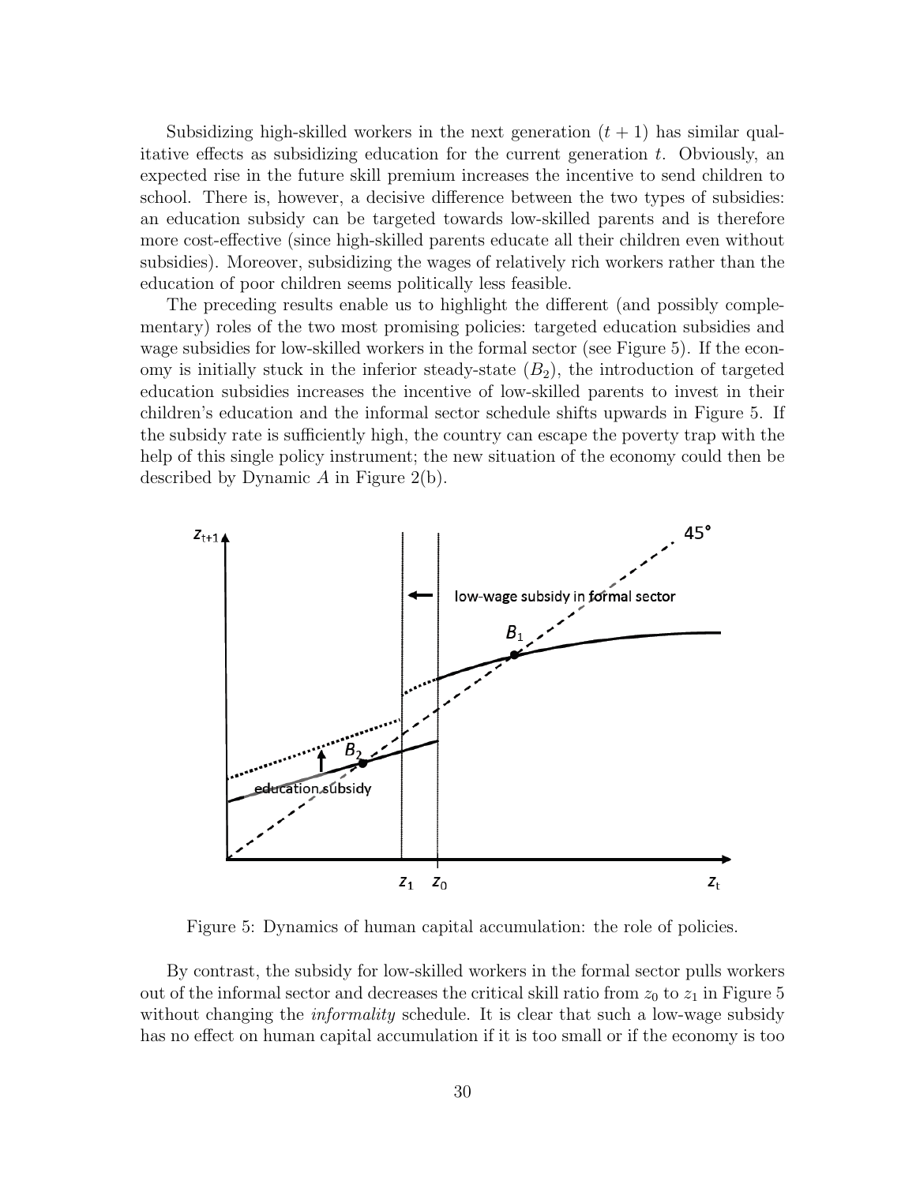Subsidizing high-skilled workers in the next generation $(t + 1)$ has similar qualitative effects as subsidizing education for the current generation $t$. Obviously, an expected rise in the future skill premium increases the incentive to send children to school. There is, however, a decisive difference between the two types of subsidies: an education subsidy can be targeted towards low-skilled parents and is therefore more cost-effective (since high-skilled parents educate all their children even without subsidies). Moreover, subsidizing the wages of relatively rich workers rather than the education of poor children seems politically less feasible.

The preceding results enable us to highlight the different (and possibly complementary) roles of the two most promising policies: targeted education subsidies and wage subsidies for low-skilled workers in the formal sector (see Figure 5). If the economy is initially stuck in the inferior steady-state $(B_2)$, the introduction of targeted education subsidies increases the incentive of low-skilled parents to invest in their children's education and the informal sector schedule shifts upwards in Figure 5. If the subsidy rate is sufficiently high, the country can escape the poverty trap with the help of this single policy instrument; the new situation of the economy could then be described by Dynamic $A$ in Figure 2(b).

Figure 5: Dynamics of human capital accumulation: the role of policies.

By contrast, the subsidy for low-skilled workers in the formal sector pulls workers out of the informal sector and decreases the critical skill ratio from $z_0$ to $z_1$ in Figure 5 without changing the *informality* schedule. It is clear that such a low-wage subsidy has no effect on human capital accumulation if it is too small or if the economy is too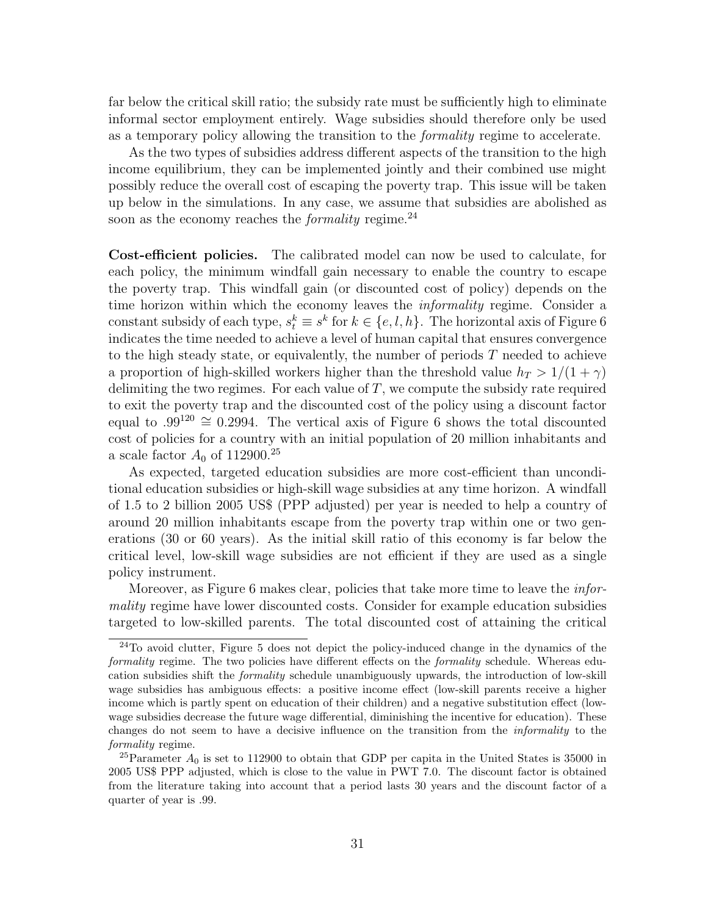far below the critical skill ratio; the subsidy rate must be sufficiently high to eliminate informal sector employment entirely. Wage subsidies should therefore only be used as a temporary policy allowing the transition to the *formality* regime to accelerate.

As the two types of subsidies address different aspects of the transition to the high income equilibrium, they can be implemented jointly and their combined use might possibly reduce the overall cost of escaping the poverty trap. This issue will be taken up below in the simulations. In any case, we assume that subsidies are abolished as soon as the economy reaches the *formality* regime.[24]

**Cost-efficient policies.** The calibrated model can now be used to calculate, for each policy, the minimum windfall gain necessary to enable the country to escape the poverty trap. This windfall gain (or discounted cost of policy) depends on the time horizon within which the economy leaves the *informality* regime. Consider a constant subsidy of each type, $s_t^k \equiv s^k$ for $k \in \{e, l, h\}$. The horizontal axis of Figure 6 indicates the time needed to achieve a level of human capital that ensures convergence to the high steady state, or equivalently, the number of periods $T$ needed to achieve a proportion of high-skilled workers higher than the threshold value $h_T > 1/(1+\gamma)$ delimiting the two regimes. For each value of $T$, we compute the subsidy rate required to exit the poverty trap and the discounted cost of the policy using a discount factor equal to $.99^{120} \cong 0.2994$. The vertical axis of Figure 6 shows the total discounted cost of policies for a country with an initial population of 20 million inhabitants and a scale factor $A_0$ of 112900.[25]

As expected, targeted education subsidies are more cost-efficient than unconditional education subsidies or high-skill wage subsidies at any time horizon. A windfall of 1.5 to 2 billion 2005 US$ (PPP adjusted) per year is needed to help a country of around 20 million inhabitants escape from the poverty trap within one or two generations (30 or 60 years). As the initial skill ratio of this economy is far below the critical level, low-skill wage subsidies are not efficient if they are used as a single policy instrument.

Moreover, as Figure 6 makes clear, policies that take more time to leave the *informality* regime have lower discounted costs. Consider for example education subsidies targeted to low-skilled parents. The total discounted cost of attaining the critical

[24] To avoid clutter, Figure 5 does not depict the policy-induced change in the dynamics of the *formality* regime. The two policies have different effects on the *formality* schedule. Whereas education subsidies shift the *formality* schedule unambiguously upwards, the introduction of low-skill wage subsidies has ambiguous effects: a positive income effect (low-skill parents receive a higher income which is partly spent on education of their children) and a negative substitution effect (low-wage subsidies decrease the future wage differential, diminishing the incentive for education). These changes do not seem to have a decisive influence on the transition from the *informality* to the *formality* regime.

[25] Parameter $A_0$ is set to 112900 to obtain that GDP per capita in the United States is 35000 in 2005 US$ PPP adjusted, which is close to the value in PWT 7.0. The discount factor is obtained from the literature taking into account that a period lasts 30 years and the discount factor of a quarter of year is .99.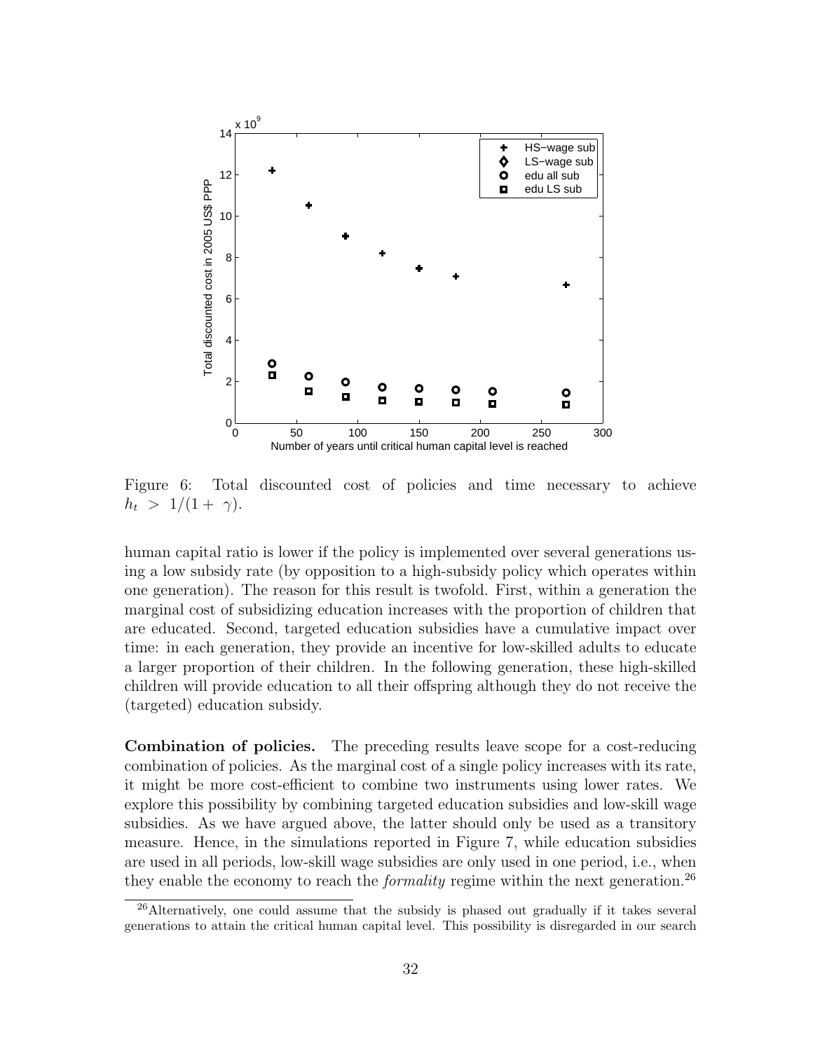Figure 6: Total discounted cost of policies and time necessary to achieve $h_t > 1/(1+\gamma)$.

human capital ratio is lower if the policy is implemented over several generations using a low subsidy rate (by opposition to a high-subsidy policy which operates within one generation). The reason for this result is twofold. First, within a generation the marginal cost of subsidizing education increases with the proportion of children that are educated. Second, targeted education subsidies have a cumulative impact over time: in each generation, they provide an incentive for low-skilled adults to educate a larger proportion of their children. In the following generation, these high-skilled children will provide education to all their offspring although they do not receive the (targeted) education subsidy.

**Combination of policies.** The preceding results leave scope for a cost-reducing combination of policies. As the marginal cost of a single policy increases with its rate, it might be more cost-efficient to combine two instruments using lower rates. We explore this possibility by combining targeted education subsidies and low-skill wage subsidies. As we have argued above, the latter should only be used as a transitory measure. Hence, in the simulations reported in Figure 7, while education subsidies are used in all periods, low-skill wage subsidies are only used in one period, i.e., when they enable the economy to reach the *formality* regime within the next generation.[26]

[26]Alternatively, one could assume that the subsidy is phased out gradually if it takes several generations to attain the critical human capital level. This possibility is disregarded in our search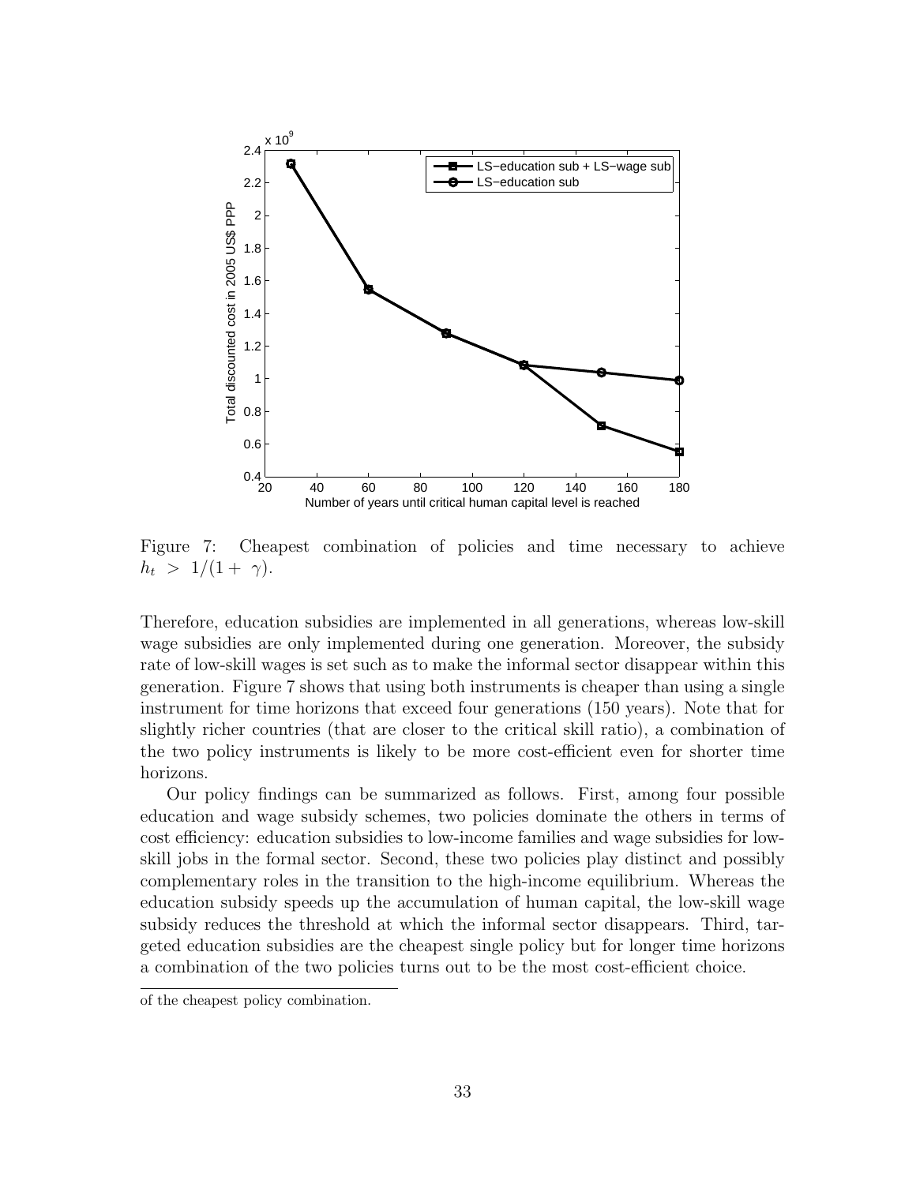Figure 7: Cheapest combination of policies and time necessary to achieve $h_t > 1/(1 + \gamma)$.

Therefore, education subsidies are implemented in all generations, whereas low-skill wage subsidies are only implemented during one generation. Moreover, the subsidy rate of low-skill wages is set such as to make the informal sector disappear within this generation. Figure 7 shows that using both instruments is cheaper than using a single instrument for time horizons that exceed four generations (150 years). Note that for slightly richer countries (that are closer to the critical skill ratio), a combination of the two policy instruments is likely to be more cost-efficient even for shorter time horizons.

Our policy findings can be summarized as follows. First, among four possible education and wage subsidy schemes, two policies dominate the others in terms of cost efficiency: education subsidies to low-income families and wage subsidies for low-skill jobs in the formal sector. Second, these two policies play distinct and possibly complementary roles in the transition to the high-income equilibrium. Whereas the education subsidy speeds up the accumulation of human capital, the low-skill wage subsidy reduces the threshold at which the informal sector disappears. Third, targeted education subsidies are the cheapest single policy but for longer time horizons a combination of the two policies turns out to be the most cost-efficient choice.

of the cheapest policy combination.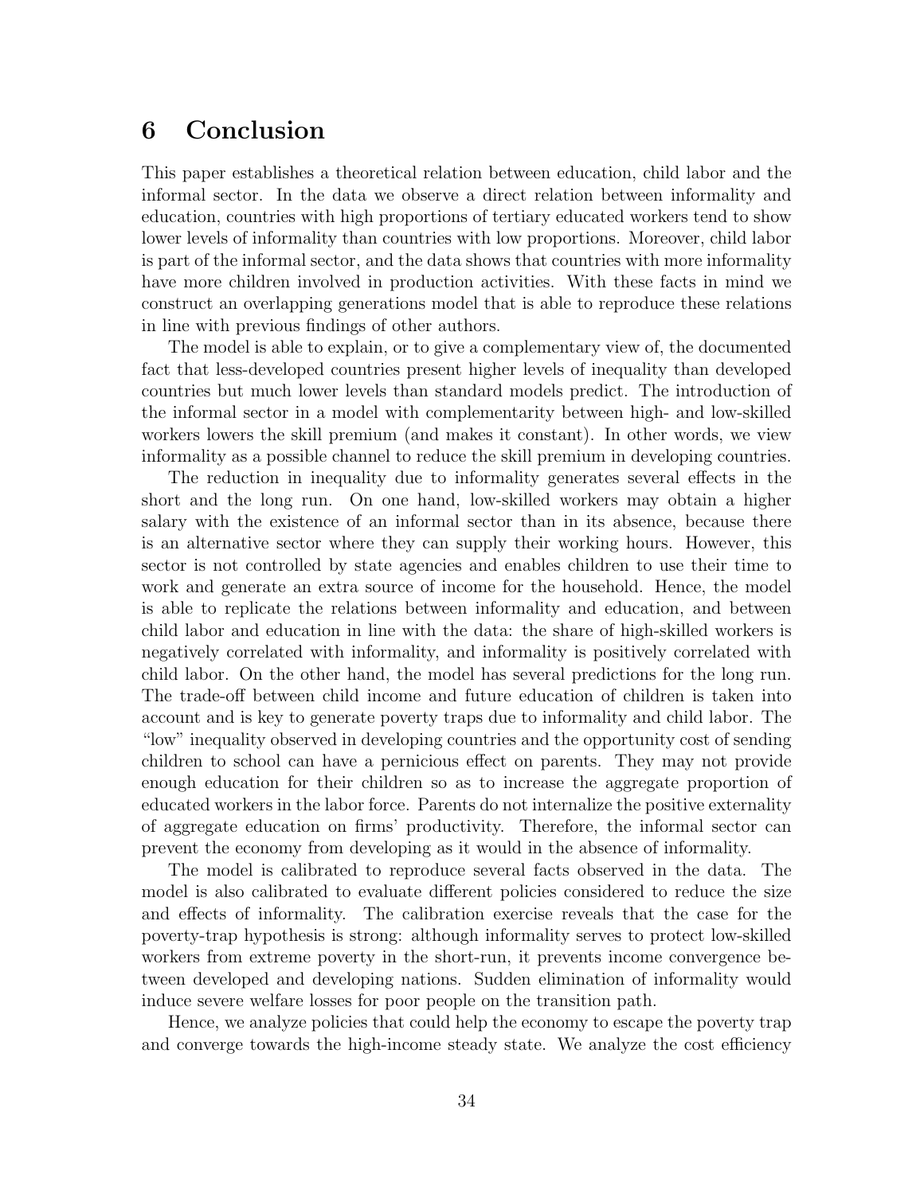# 6 Conclusion

This paper establishes a theoretical relation between education, child labor and the informal sector. In the data we observe a direct relation between informality and education, countries with high proportions of tertiary educated workers tend to show lower levels of informality than countries with low proportions. Moreover, child labor is part of the informal sector, and the data shows that countries with more informality have more children involved in production activities. With these facts in mind we construct an overlapping generations model that is able to reproduce these relations in line with previous findings of other authors.

The model is able to explain, or to give a complementary view of, the documented fact that less-developed countries present higher levels of inequality than developed countries but much lower levels than standard models predict. The introduction of the informal sector in a model with complementarity between high- and low-skilled workers lowers the skill premium (and makes it constant). In other words, we view informality as a possible channel to reduce the skill premium in developing countries.

The reduction in inequality due to informality generates several effects in the short and the long run. On one hand, low-skilled workers may obtain a higher salary with the existence of an informal sector than in its absence, because there is an alternative sector where they can supply their working hours. However, this sector is not controlled by state agencies and enables children to use their time to work and generate an extra source of income for the household. Hence, the model is able to replicate the relations between informality and education, and between child labor and education in line with the data: the share of high-skilled workers is negatively correlated with informality, and informality is positively correlated with child labor. On the other hand, the model has several predictions for the long run. The trade-off between child income and future education of children is taken into account and is key to generate poverty traps due to informality and child labor. The "low" inequality observed in developing countries and the opportunity cost of sending children to school can have a pernicious effect on parents. They may not provide enough education for their children so as to increase the aggregate proportion of educated workers in the labor force. Parents do not internalize the positive externality of aggregate education on firms' productivity. Therefore, the informal sector can prevent the economy from developing as it would in the absence of informality.

The model is calibrated to reproduce several facts observed in the data. The model is also calibrated to evaluate different policies considered to reduce the size and effects of informality. The calibration exercise reveals that the case for the poverty-trap hypothesis is strong: although informality serves to protect low-skilled workers from extreme poverty in the short-run, it prevents income convergence between developed and developing nations. Sudden elimination of informality would induce severe welfare losses for poor people on the transition path.

Hence, we analyze policies that could help the economy to escape the poverty trap and converge towards the high-income steady state. We analyze the cost efficiency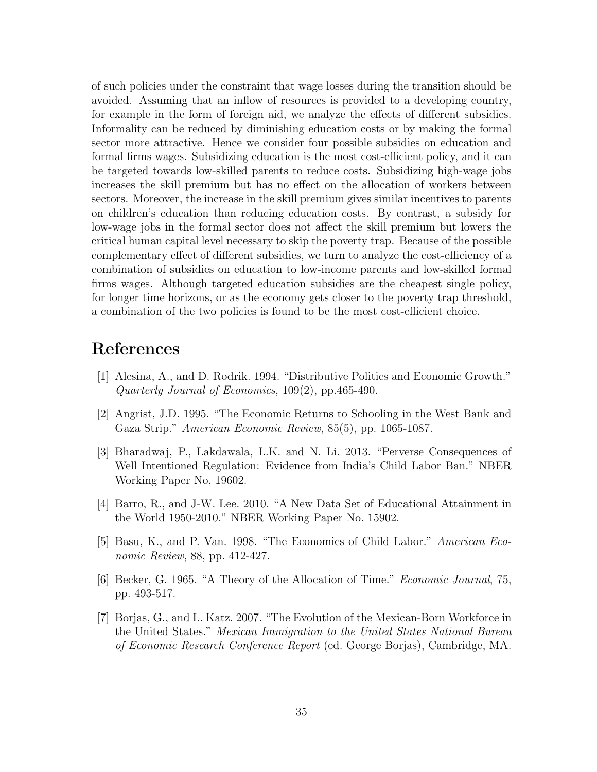of such policies under the constraint that wage losses during the transition should be avoided. Assuming that an inflow of resources is provided to a developing country, for example in the form of foreign aid, we analyze the effects of different subsidies. Informality can be reduced by diminishing education costs or by making the formal sector more attractive. Hence we consider four possible subsidies on education and formal firms wages. Subsidizing education is the most cost-efficient policy, and it can be targeted towards low-skilled parents to reduce costs. Subsidizing high-wage jobs increases the skill premium but has no effect on the allocation of workers between sectors. Moreover, the increase in the skill premium gives similar incentives to parents on children's education than reducing education costs. By contrast, a subsidy for low-wage jobs in the formal sector does not affect the skill premium but lowers the critical human capital level necessary to skip the poverty trap. Because of the possible complementary effect of different subsidies, we turn to analyze the cost-efficiency of a combination of subsidies on education to low-income parents and low-skilled formal firms wages. Although targeted education subsidies are the cheapest single policy, for longer time horizons, or as the economy gets closer to the poverty trap threshold, a combination of the two policies is found to be the most cost-efficient choice.

# References

[1] Alesina, A., and D. Rodrik. 1994. "Distributive Politics and Economic Growth." *Quarterly Journal of Economics*, 109(2), pp.465-490.

[2] Angrist, J.D. 1995. "The Economic Returns to Schooling in the West Bank and Gaza Strip." *American Economic Review*, 85(5), pp. 1065-1087.

[3] Bharadwaj, P., Lakdawala, L.K. and N. Li. 2013. "Perverse Consequences of Well Intentioned Regulation: Evidence from India's Child Labor Ban." NBER Working Paper No. 19602.

[4] Barro, R., and J-W. Lee. 2010. "A New Data Set of Educational Attainment in the World 1950-2010." NBER Working Paper No. 15902.

[5] Basu, K., and P. Van. 1998. "The Economics of Child Labor." *American Economic Review*, 88, pp. 412-427.

[6] Becker, G. 1965. "A Theory of the Allocation of Time." *Economic Journal*, 75, pp. 493-517.

[7] Borjas, G., and L. Katz. 2007. "The Evolution of the Mexican-Born Workforce in the United States." *Mexican Immigration to the United States National Bureau of Economic Research Conference Report* (ed. George Borjas), Cambridge, MA.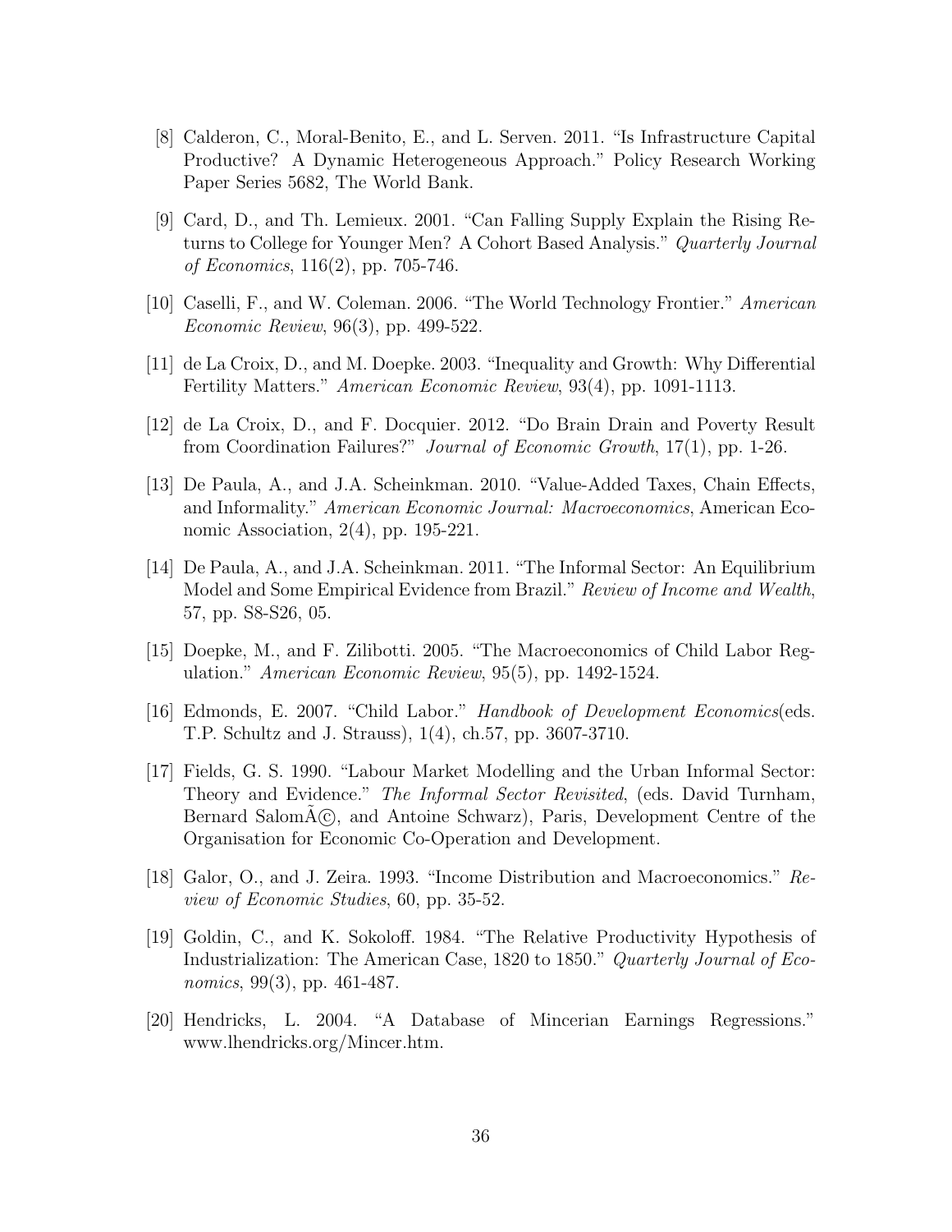[8] Calderon, C., Moral-Benito, E., and L. Serven. 2011. "Is Infrastructure Capital Productive? A Dynamic Heterogeneous Approach." Policy Research Working Paper Series 5682, The World Bank.

[9] Card, D., and Th. Lemieux. 2001. "Can Falling Supply Explain the Rising Returns to College for Younger Men? A Cohort Based Analysis." *Quarterly Journal of Economics*, 116(2), pp. 705-746.

[10] Caselli, F., and W. Coleman. 2006. "The World Technology Frontier." *American Economic Review*, 96(3), pp. 499-522.

[11] de La Croix, D., and M. Doepke. 2003. "Inequality and Growth: Why Differential Fertility Matters." *American Economic Review*, 93(4), pp. 1091-1113.

[12] de La Croix, D., and F. Docquier. 2012. "Do Brain Drain and Poverty Result from Coordination Failures?" *Journal of Economic Growth*, 17(1), pp. 1-26.

[13] De Paula, A., and J.A. Scheinkman. 2010. "Value-Added Taxes, Chain Effects, and Informality." *American Economic Journal: Macroeconomics*, American Economic Association, 2(4), pp. 195-221.

[14] De Paula, A., and J.A. Scheinkman. 2011. "The Informal Sector: An Equilibrium Model and Some Empirical Evidence from Brazil." *Review of Income and Wealth*, 57, pp. S8-S26, 05.

[15] Doepke, M., and F. Zilibotti. 2005. "The Macroeconomics of Child Labor Regulation." *American Economic Review*, 95(5), pp. 1492-1524.

[16] Edmonds, E. 2007. "Child Labor." *Handbook of Development Economics*(eds. T.P. Schultz and J. Strauss), 1(4), ch.57, pp. 3607-3710.

[17] Fields, G. S. 1990. "Labour Market Modelling and the Urban Informal Sector: Theory and Evidence." *The Informal Sector Revisited*, (eds. David Turnham, Bernard SalomÃ©, and Antoine Schwarz), Paris, Development Centre of the Organisation for Economic Co-Operation and Development.

[18] Galor, O., and J. Zeira. 1993. "Income Distribution and Macroeconomics." *Review of Economic Studies*, 60, pp. 35-52.

[19] Goldin, C., and K. Sokoloff. 1984. "The Relative Productivity Hypothesis of Industrialization: The American Case, 1820 to 1850." *Quarterly Journal of Economics*, 99(3), pp. 461-487.

[20] Hendricks, L. 2004. "A Database of Mincerian Earnings Regressions." www.lhendricks.org/Mincer.htm.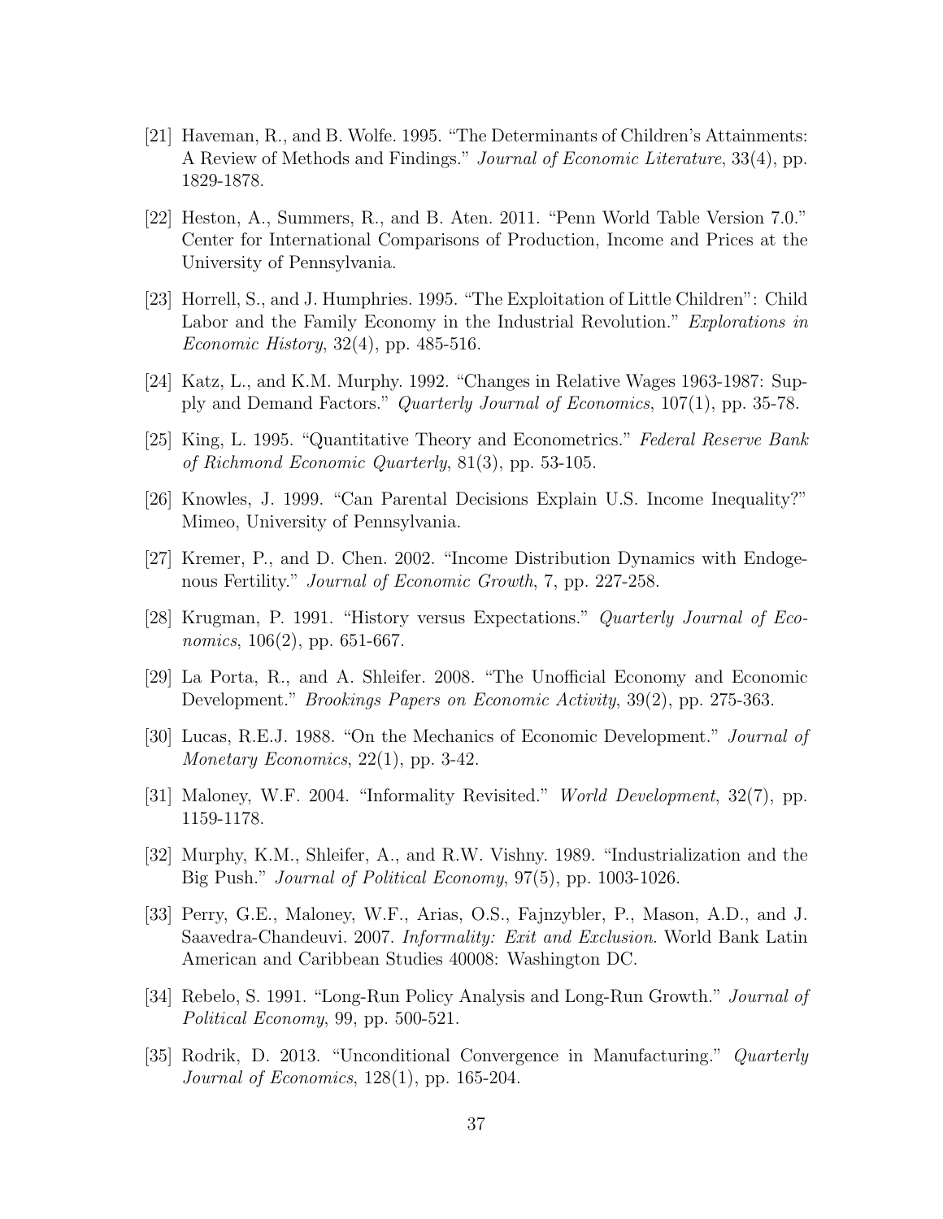[21] Haveman, R., and B. Wolfe. 1995. "The Determinants of Children's Attainments: A Review of Methods and Findings." *Journal of Economic Literature*, 33(4), pp. 1829-1878.

[22] Heston, A., Summers, R., and B. Aten. 2011. "Penn World Table Version 7.0." Center for International Comparisons of Production, Income and Prices at the University of Pennsylvania.

[23] Horrell, S., and J. Humphries. 1995. "The Exploitation of Little Children": Child Labor and the Family Economy in the Industrial Revolution." *Explorations in Economic History*, 32(4), pp. 485-516.

[24] Katz, L., and K.M. Murphy. 1992. "Changes in Relative Wages 1963-1987: Supply and Demand Factors." *Quarterly Journal of Economics*, 107(1), pp. 35-78.

[25] King, L. 1995. "Quantitative Theory and Econometrics." *Federal Reserve Bank of Richmond Economic Quarterly*, 81(3), pp. 53-105.

[26] Knowles, J. 1999. "Can Parental Decisions Explain U.S. Income Inequality?" Mimeo, University of Pennsylvania.

[27] Kremer, P., and D. Chen. 2002. "Income Distribution Dynamics with Endogenous Fertility." *Journal of Economic Growth*, 7, pp. 227-258.

[28] Krugman, P. 1991. "History versus Expectations." *Quarterly Journal of Economics*, 106(2), pp. 651-667.

[29] La Porta, R., and A. Shleifer. 2008. "The Unofficial Economy and Economic Development." *Brookings Papers on Economic Activity*, 39(2), pp. 275-363.

[30] Lucas, R.E.J. 1988. "On the Mechanics of Economic Development." *Journal of Monetary Economics*, 22(1), pp. 3-42.

[31] Maloney, W.F. 2004. "Informality Revisited." *World Development*, 32(7), pp. 1159-1178.

[32] Murphy, K.M., Shleifer, A., and R.W. Vishny. 1989. "Industrialization and the Big Push." *Journal of Political Economy*, 97(5), pp. 1003-1026.

[33] Perry, G.E., Maloney, W.F., Arias, O.S., Fajnzybler, P., Mason, A.D., and J. Saavedra-Chandeuvi. 2007. *Informality: Exit and Exclusion*. World Bank Latin American and Caribbean Studies 40008: Washington DC.

[34] Rebelo, S. 1991. "Long-Run Policy Analysis and Long-Run Growth." *Journal of Political Economy*, 99, pp. 500-521.

[35] Rodrik, D. 2013. "Unconditional Convergence in Manufacturing." *Quarterly Journal of Economics*, 128(1), pp. 165-204.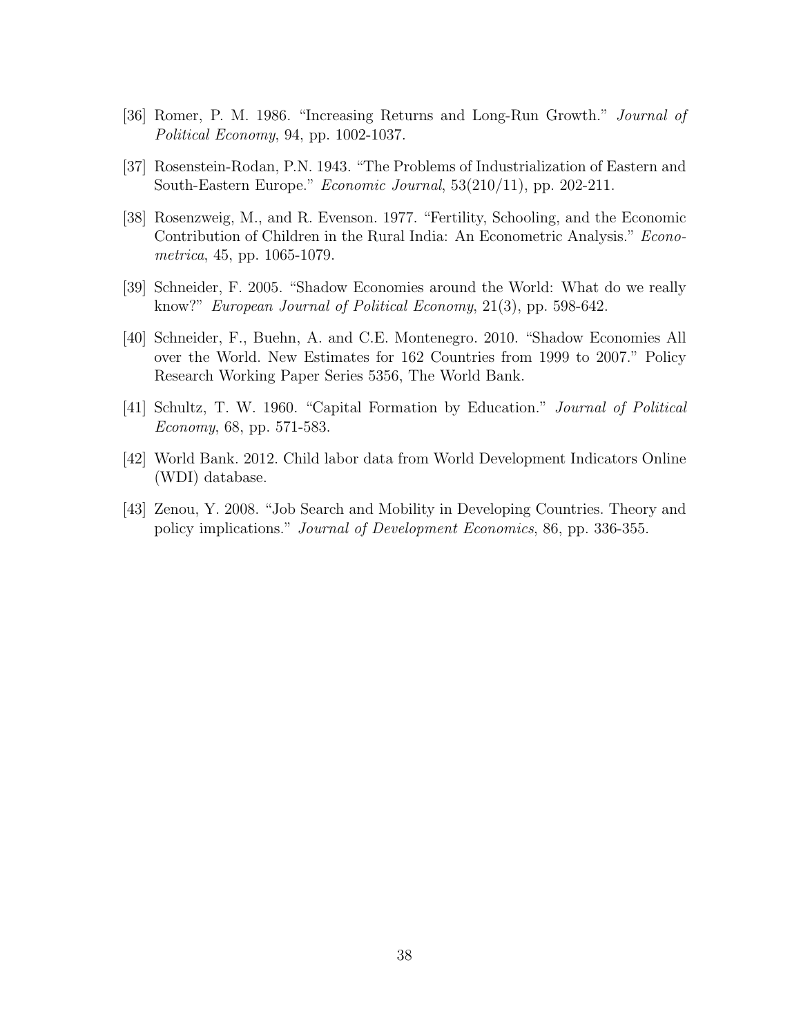[36] Romer, P. M. 1986. "Increasing Returns and Long-Run Growth." *Journal of Political Economy*, 94, pp. 1002-1037.

[37] Rosenstein-Rodan, P.N. 1943. "The Problems of Industrialization of Eastern and South-Eastern Europe." *Economic Journal*, 53(210/11), pp. 202-211.

[38] Rosenzweig, M., and R. Evenson. 1977. "Fertility, Schooling, and the Economic Contribution of Children in the Rural India: An Econometric Analysis." *Econometrica*, 45, pp. 1065-1079.

[39] Schneider, F. 2005. "Shadow Economies around the World: What do we really know?" *European Journal of Political Economy*, 21(3), pp. 598-642.

[40] Schneider, F., Buehn, A. and C.E. Montenegro. 2010. "Shadow Economies All over the World. New Estimates for 162 Countries from 1999 to 2007." Policy Research Working Paper Series 5356, The World Bank.

[41] Schultz, T. W. 1960. "Capital Formation by Education." *Journal of Political Economy*, 68, pp. 571-583.

[42] World Bank. 2012. Child labor data from World Development Indicators Online (WDI) database.

[43] Zenou, Y. 2008. "Job Search and Mobility in Developing Countries. Theory and policy implications." *Journal of Development Economics*, 86, pp. 336-355.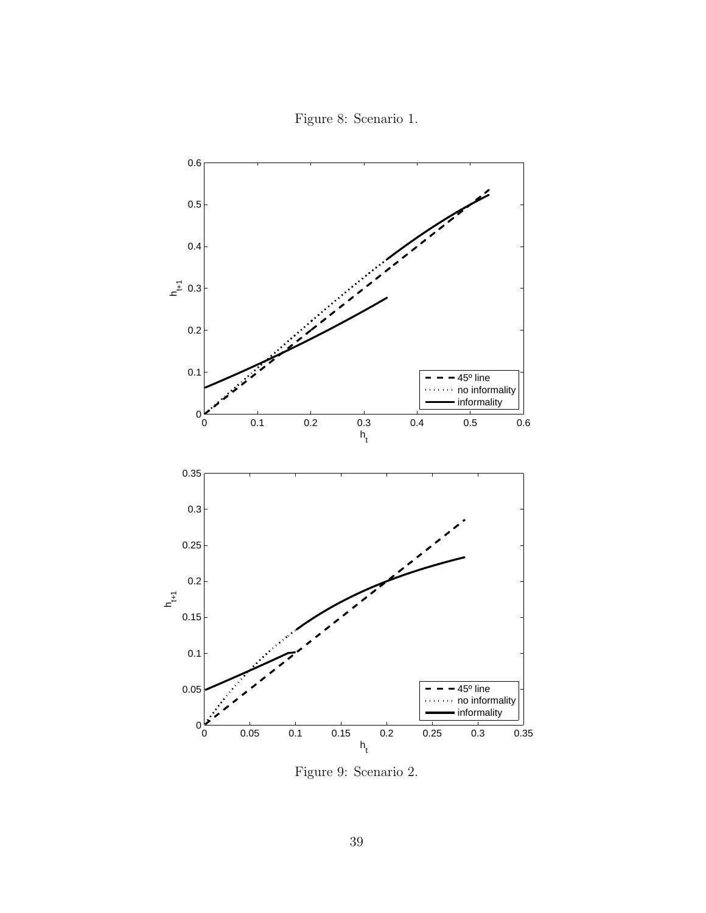Figure 8: Scenario 1.

Figure 9: Scenario 2.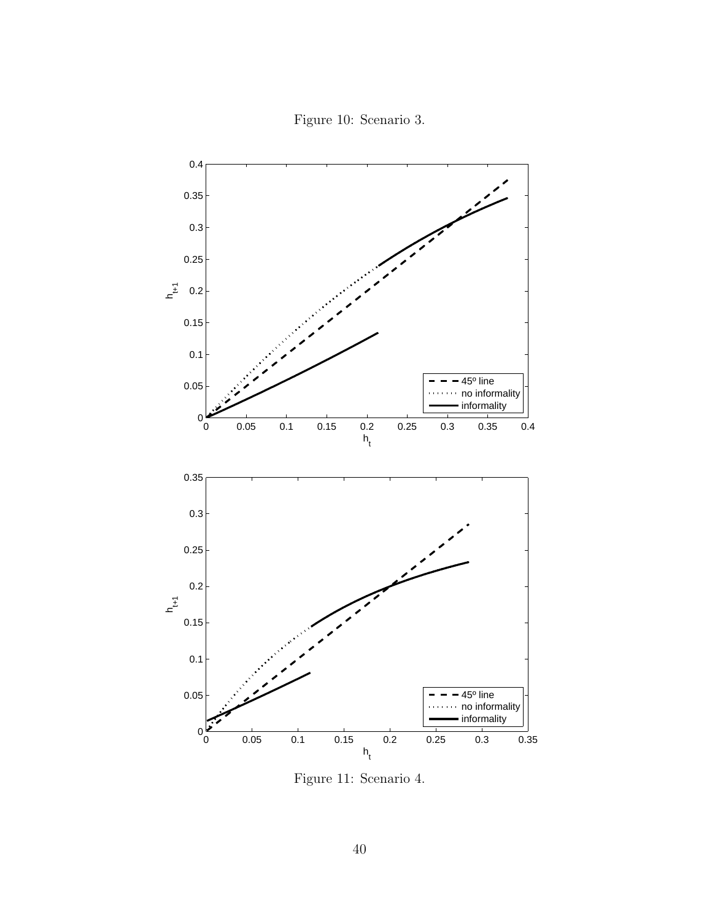Figure 10: Scenario 3.

0.4
0.35
0.3
0.25
0.2
0.15
0.1
0.05
0

$h_{t+1}$

0 0.05 0.1 0.15 0.2 0.25 0.3 0.35 0.4

$h_t$

45º line
no informality
informality

0.35
0.3
0.25
0.2
0.15
0.1
0.05
0

$h_{t+1}$

0 0.05 0.1 0.15 0.2 0.25 0.3 0.35

$h_t$

45º line
no informality
informality

Figure 11: Scenario 4.